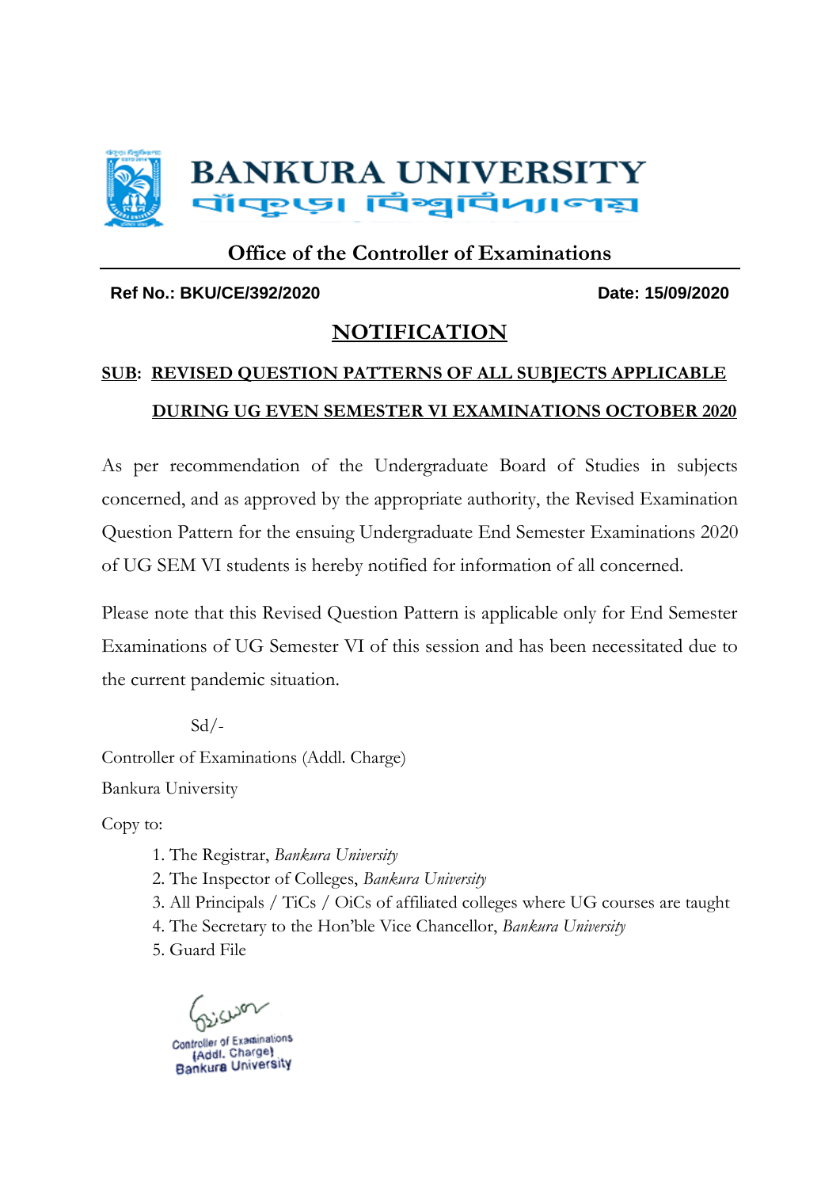# BANKURA UNIVERSITY

# বাঁকুড়া বিশ্ববিদ্যালয়

## Office of the Controller of Examinations

**Ref No.: BKU/CE/392/2020** **Date: 15/09/2020**

## NOTIFICATION

**SUB: REVISED QUESTION PATTERNS OF ALL SUBJECTS APPLICABLE DURING UG EVEN SEMESTER VI EXAMINATIONS OCTOBER 2020**

As per recommendation of the Undergraduate Board of Studies in subjects concerned, and as approved by the appropriate authority, the Revised Examination Question Pattern for the ensuing Undergraduate End Semester Examinations 2020 of UG SEM VI students is hereby notified for information of all concerned.

Please note that this Revised Question Pattern is applicable only for End Semester Examinations of UG Semester VI of this session and has been necessitated due to the current pandemic situation.

Sd/-

Controller of Examinations (Addl. Charge)

Bankura University

Copy to:

1. The Registrar, *Bankura University*
2. The Inspector of Colleges, *Bankura University*
3. All Principals / TiCs / OiCs of affiliated colleges where UG courses are taught
4. The Secretary to the Hon'ble Vice Chancellor, *Bankura University*
5. Guard File

Controller of Examinations
(Addl. Charge)
Bankura University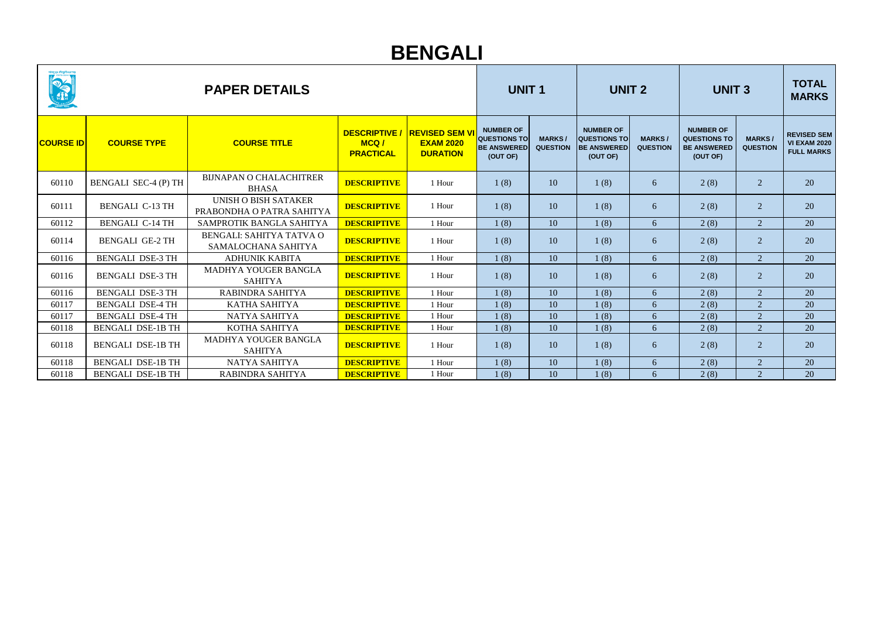# BENGALI

| PAPER DETAILS | | | | | UNIT 1 | | UNIT 2 | | UNIT 3 | | TOTAL MARKS |
|---|---|---|---|---|---|---|---|---|---|---|---|
| COURSE ID | COURSE TYPE | COURSE TITLE | DESCRIPTIVE / MCQ / PRACTICAL | REVISED SEM VI EXAM 2020 DURATION | NUMBER OF QUESTIONS TO BE ANSWERED (OUT OF) | MARKS / QUESTION | NUMBER OF QUESTIONS TO BE ANSWERED (OUT OF) | MARKS / QUESTION | NUMBER OF QUESTIONS TO BE ANSWERED (OUT OF) | MARKS / QUESTION | REVISED SEM VI EXAM 2020 FULL MARKS |
| 60110 | BENGALI SEC-4 (P) TH | BIJNAPAN O CHALACHITRER BHASA | DESCRIPTIVE | 1 Hour | 1 (8) | 10 | 1 (8) | 6 | 2 (8) | 2 | 20 |
| 60111 | BENGALI C-13 TH | UNISH O BISH SATAKER PRABONDHA O PATRA SAHITYA | DESCRIPTIVE | 1 Hour | 1 (8) | 10 | 1 (8) | 6 | 2 (8) | 2 | 20 |
| 60112 | BENGALI C-14 TH | SAMPROTIK BANGLA SAHITYA | DESCRIPTIVE | 1 Hour | 1 (8) | 10 | 1 (8) | 6 | 2 (8) | 2 | 20 |
| 60114 | BENGALI GE-2 TH | BENGALI: SAHITYA TATVA O SAMALOCHANA SAHITYA | DESCRIPTIVE | 1 Hour | 1 (8) | 10 | 1 (8) | 6 | 2 (8) | 2 | 20 |
| 60116 | BENGALI DSE-3 TH | ADHUNIK KABITA | DESCRIPTIVE | 1 Hour | 1 (8) | 10 | 1 (8) | 6 | 2 (8) | 2 | 20 |
| 60116 | BENGALI DSE-3 TH | MADHYA YOUGER BANGLA SAHITYA | DESCRIPTIVE | 1 Hour | 1 (8) | 10 | 1 (8) | 6 | 2 (8) | 2 | 20 |
| 60116 | BENGALI DSE-3 TH | RABINDRA SAHITYA | DESCRIPTIVE | 1 Hour | 1 (8) | 10 | 1 (8) | 6 | 2 (8) | 2 | 20 |
| 60117 | BENGALI DSE-4 TH | KATHA SAHITYA | DESCRIPTIVE | 1 Hour | 1 (8) | 10 | 1 (8) | 6 | 2 (8) | 2 | 20 |
| 60117 | BENGALI DSE-4 TH | NATYA SAHITYA | DESCRIPTIVE | 1 Hour | 1 (8) | 10 | 1 (8) | 6 | 2 (8) | 2 | 20 |
| 60118 | BENGALI DSE-1B TH | KOTHA SAHITYA | DESCRIPTIVE | 1 Hour | 1 (8) | 10 | 1 (8) | 6 | 2 (8) | 2 | 20 |
| 60118 | BENGALI DSE-1B TH | MADHYA YOUGER BANGLA SAHITYA | DESCRIPTIVE | 1 Hour | 1 (8) | 10 | 1 (8) | 6 | 2 (8) | 2 | 20 |
| 60118 | BENGALI DSE-1B TH | NATYA SAHITYA | DESCRIPTIVE | 1 Hour | 1 (8) | 10 | 1 (8) | 6 | 2 (8) | 2 | 20 |
| 60118 | BENGALI DSE-1B TH | RABINDRA SAHITYA | DESCRIPTIVE | 1 Hour | 1 (8) | 10 | 1 (8) | 6 | 2 (8) | 2 | 20 |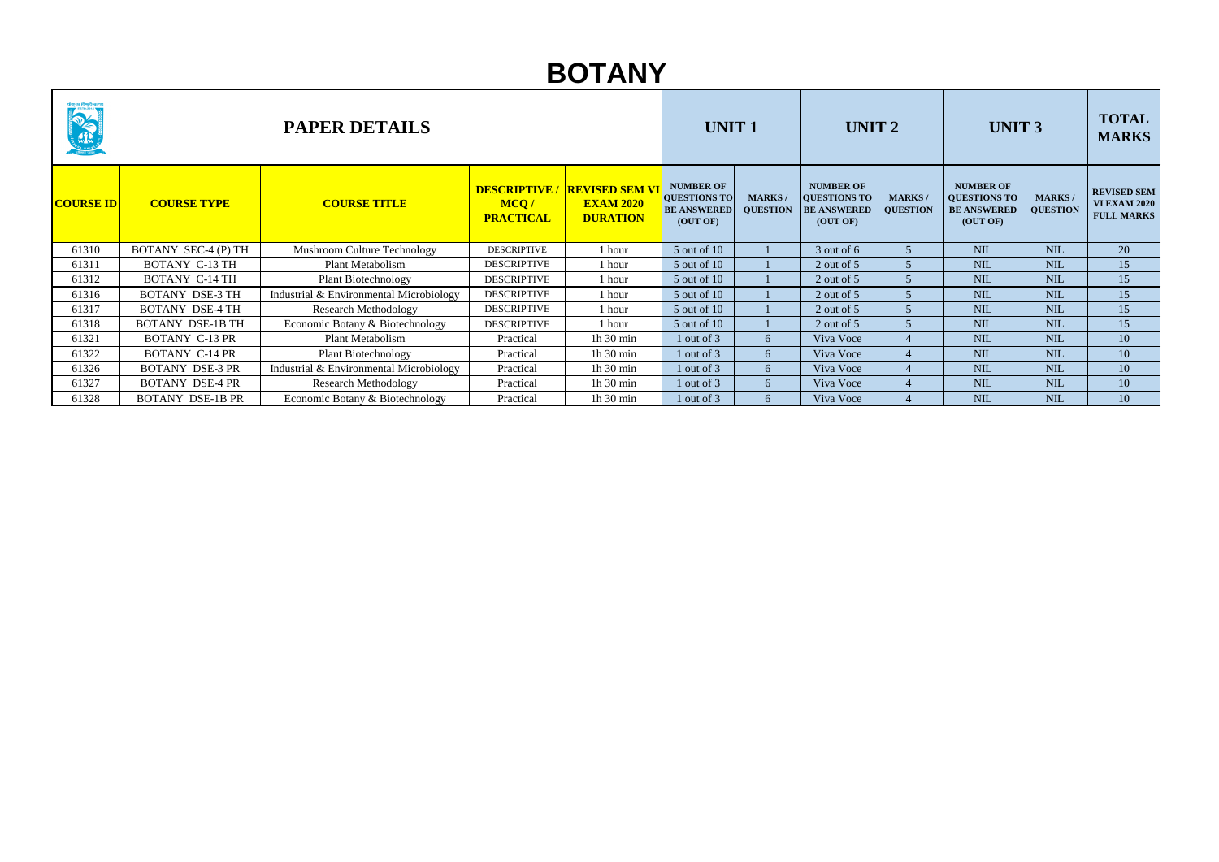# BOTANY

| PAPER DETAILS | | | | | UNIT 1 | | UNIT 2 | | UNIT 3 | | TOTAL MARKS |
|---|---|---|---|---|---|---|---|---|---|---|---|
| **COURSE ID** | **COURSE TYPE** | **COURSE TITLE** | **DESCRIPTIVE / MCQ / PRACTICAL** | **REVISED SEM VI EXAM 2020 DURATION** | **NUMBER OF QUESTIONS TO BE ANSWERED (OUT OF)** | **MARKS / QUESTION** | **NUMBER OF QUESTIONS TO BE ANSWERED (OUT OF)** | **MARKS / QUESTION** | **NUMBER OF QUESTIONS TO BE ANSWERED (OUT OF)** | **MARKS / QUESTION** | **REVISED SEM VI EXAM 2020 FULL MARKS** |
| 61310 | BOTANY SEC-4 (P) TH | Mushroom Culture Technology | DESCRIPTIVE | 1 hour | 5 out of 10 | 1 | 3 out of 6 | 5 | NIL | NIL | 20 |
| 61311 | BOTANY C-13 TH | Plant Metabolism | DESCRIPTIVE | 1 hour | 5 out of 10 | 1 | 2 out of 5 | 5 | NIL | NIL | 15 |
| 61312 | BOTANY C-14 TH | Plant Biotechnology | DESCRIPTIVE | 1 hour | 5 out of 10 | 1 | 2 out of 5 | 5 | NIL | NIL | 15 |
| 61316 | BOTANY DSE-3 TH | Industrial & Environmental Microbiology | DESCRIPTIVE | 1 hour | 5 out of 10 | 1 | 2 out of 5 | 5 | NIL | NIL | 15 |
| 61317 | BOTANY DSE-4 TH | Research Methodology | DESCRIPTIVE | 1 hour | 5 out of 10 | 1 | 2 out of 5 | 5 | NIL | NIL | 15 |
| 61318 | BOTANY DSE-1B TH | Economic Botany & Biotechnology | DESCRIPTIVE | 1 hour | 5 out of 10 | 1 | 2 out of 5 | 5 | NIL | NIL | 15 |
| 61321 | BOTANY C-13 PR | Plant Metabolism | Practical | 1h 30 min | 1 out of 3 | 6 | Viva Voce | 4 | NIL | NIL | 10 |
| 61322 | BOTANY C-14 PR | Plant Biotechnology | Practical | 1h 30 min | 1 out of 3 | 6 | Viva Voce | 4 | NIL | NIL | 10 |
| 61326 | BOTANY DSE-3 PR | Industrial & Environmental Microbiology | Practical | 1h 30 min | 1 out of 3 | 6 | Viva Voce | 4 | NIL | NIL | 10 |
| 61327 | BOTANY DSE-4 PR | Research Methodology | Practical | 1h 30 min | 1 out of 3 | 6 | Viva Voce | 4 | NIL | NIL | 10 |
| 61328 | BOTANY DSE-1B PR | Economic Botany & Biotechnology | Practical | 1h 30 min | 1 out of 3 | 6 | Viva Voce | 4 | NIL | NIL | 10 |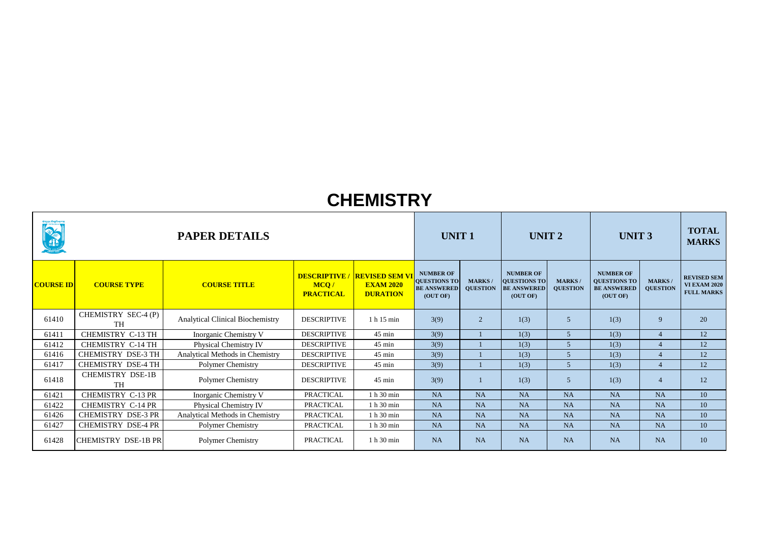# CHEMISTRY

| PAPER DETAILS | | | | | UNIT 1 | | UNIT 2 | | UNIT 3 | | TOTAL MARKS |
|---|---|---|---|---|---|---|---|---|---|---|---|
| **COURSE ID** | **COURSE TYPE** | **COURSE TITLE** | **DESCRIPTIVE / MCQ / PRACTICAL** | **REVISED SEM VI EXAM 2020 DURATION** | **NUMBER OF QUESTIONS TO BE ANSWERED (OUT OF)** | **MARKS / QUESTION** | **NUMBER OF QUESTIONS TO BE ANSWERED (OUT OF)** | **MARKS / QUESTION** | **NUMBER OF QUESTIONS TO BE ANSWERED (OUT OF)** | **MARKS / QUESTION** | **REVISED SEM VI EXAM 2020 FULL MARKS** |
| 61410 | CHEMISTRY SEC-4 (P) TH | Analytical Clinical Biochemistry | DESCRIPTIVE | 1 h 15 min | 3(9) | 2 | 1(3) | 5 | 1(3) | 9 | 20 |
| 61411 | CHEMISTRY C-13 TH | Inorganic Chemistry V | DESCRIPTIVE | 45 min | 3(9) | 1 | 1(3) | 5 | 1(3) | 4 | 12 |
| 61412 | CHEMISTRY C-14 TH | Physical Chemistry IV | DESCRIPTIVE | 45 min | 3(9) | 1 | 1(3) | 5 | 1(3) | 4 | 12 |
| 61416 | CHEMISTRY DSE-3 TH | Analytical Methods in Chemistry | DESCRIPTIVE | 45 min | 3(9) | 1 | 1(3) | 5 | 1(3) | 4 | 12 |
| 61417 | CHEMISTRY DSE-4 TH | Polymer Chemistry | DESCRIPTIVE | 45 min | 3(9) | 1 | 1(3) | 5 | 1(3) | 4 | 12 |
| 61418 | CHEMISTRY DSE-1B TH | Polymer Chemistry | DESCRIPTIVE | 45 min | 3(9) | 1 | 1(3) | 5 | 1(3) | 4 | 12 |
| 61421 | CHEMISTRY C-13 PR | Inorganic Chemistry V | PRACTICAL | 1 h 30 min | NA | NA | NA | NA | NA | NA | 10 |
| 61422 | CHEMISTRY C-14 PR | Physical Chemistry IV | PRACTICAL | 1 h 30 min | NA | NA | NA | NA | NA | NA | 10 |
| 61426 | CHEMISTRY DSE-3 PR | Analytical Methods in Chemistry | PRACTICAL | 1 h 30 min | NA | NA | NA | NA | NA | NA | 10 |
| 61427 | CHEMISTRY DSE-4 PR | Polymer Chemistry | PRACTICAL | 1 h 30 min | NA | NA | NA | NA | NA | NA | 10 |
| 61428 | CHEMISTRY DSE-1B PR | Polymer Chemistry | PRACTICAL | 1 h 30 min | NA | NA | NA | NA | NA | NA | 10 |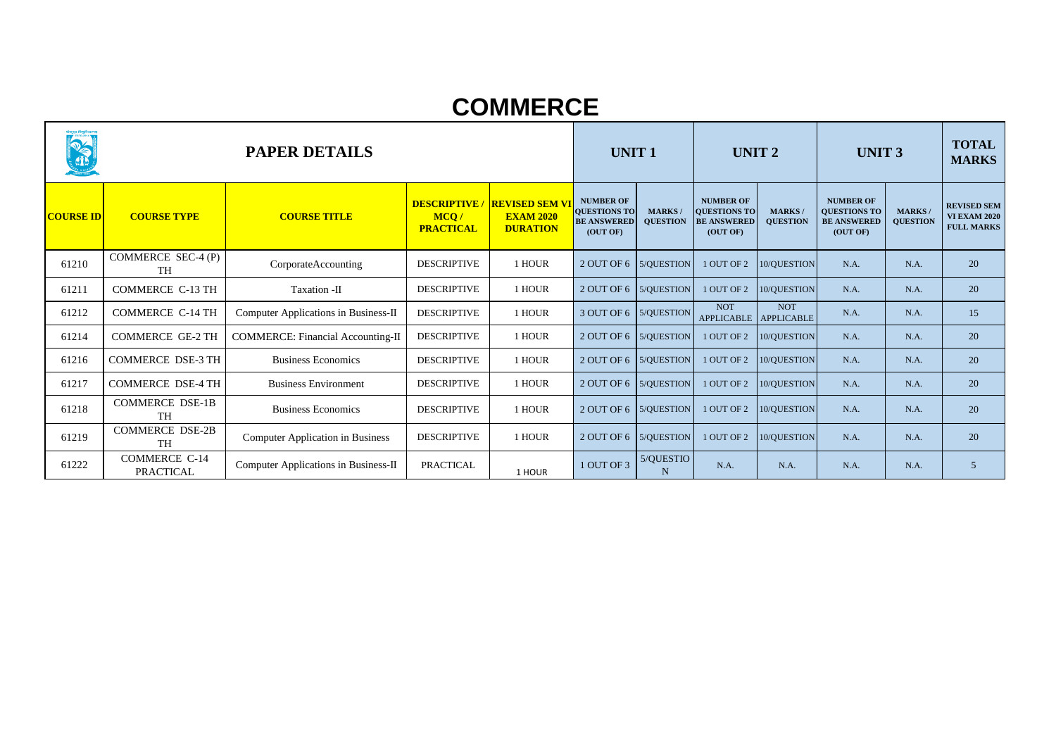# COMMERCE

| PAPER DETAILS | | | | | UNIT 1 | | UNIT 2 | | UNIT 3 | | TOTAL MARKS |
|---|---|---|---|---|---|---|---|---|---|---|---|
| COURSE ID | COURSE TYPE | COURSE TITLE | DESCRIPTIVE / MCQ / PRACTICAL | REVISED SEM VI EXAM 2020 DURATION | NUMBER OF QUESTIONS TO BE ANSWERED (OUT OF) | MARKS / QUESTION | NUMBER OF QUESTIONS TO BE ANSWERED (OUT OF) | MARKS / QUESTION | NUMBER OF QUESTIONS TO BE ANSWERED (OUT OF) | MARKS / QUESTION | REVISED SEM VI EXAM 2020 FULL MARKS |
| 61210 | COMMERCE SEC-4 (P) TH | CorporateAccounting | DESCRIPTIVE | 1 HOUR | 2 OUT OF 6 | 5/QUESTION | 1 OUT OF 2 | 10/QUESTION | N.A. | N.A. | 20 |
| 61211 | COMMERCE C-13 TH | Taxation -II | DESCRIPTIVE | 1 HOUR | 2 OUT OF 6 | 5/QUESTION | 1 OUT OF 2 | 10/QUESTION | N.A. | N.A. | 20 |
| 61212 | COMMERCE C-14 TH | Computer Applications in Business-II | DESCRIPTIVE | 1 HOUR | 3 OUT OF 6 | 5/QUESTION | NOT APPLICABLE | NOT APPLICABLE | N.A. | N.A. | 15 |
| 61214 | COMMERCE GE-2 TH | COMMERCE: Financial Accounting-II | DESCRIPTIVE | 1 HOUR | 2 OUT OF 6 | 5/QUESTION | 1 OUT OF 2 | 10/QUESTION | N.A. | N.A. | 20 |
| 61216 | COMMERCE DSE-3 TH | Business Economics | DESCRIPTIVE | 1 HOUR | 2 OUT OF 6 | 5/QUESTION | 1 OUT OF 2 | 10/QUESTION | N.A. | N.A. | 20 |
| 61217 | COMMERCE DSE-4 TH | Business Environment | DESCRIPTIVE | 1 HOUR | 2 OUT OF 6 | 5/QUESTION | 1 OUT OF 2 | 10/QUESTION | N.A. | N.A. | 20 |
| 61218 | COMMERCE DSE-1B TH | Business Economics | DESCRIPTIVE | 1 HOUR | 2 OUT OF 6 | 5/QUESTION | 1 OUT OF 2 | 10/QUESTION | N.A. | N.A. | 20 |
| 61219 | COMMERCE DSE-2B TH | Computer Application in Business | DESCRIPTIVE | 1 HOUR | 2 OUT OF 6 | 5/QUESTION | 1 OUT OF 2 | 10/QUESTION | N.A. | N.A. | 20 |
| 61222 | COMMERCE C-14 PRACTICAL | Computer Applications in Business-II | PRACTICAL | 1 HOUR | 1 OUT OF 3 | 5/QUESTION | N.A. | N.A. | N.A. | N.A. | 5 |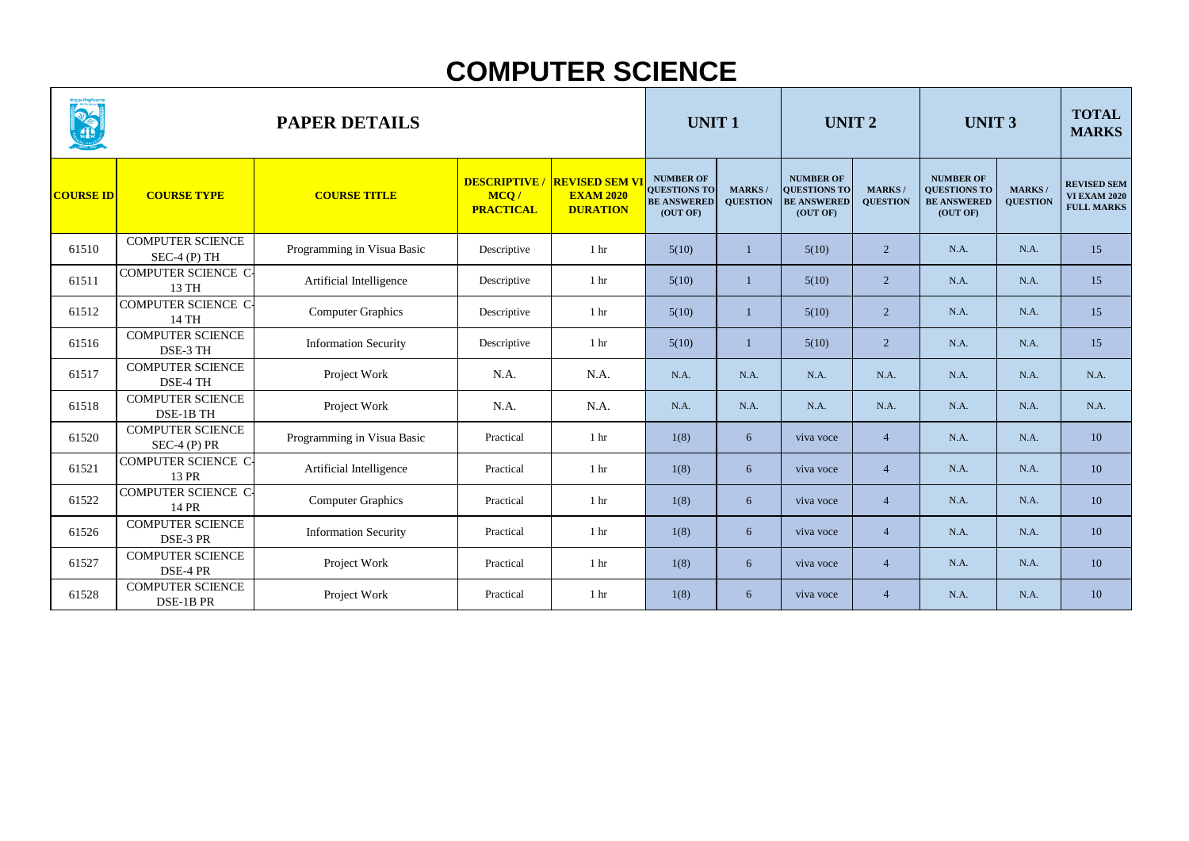# COMPUTER SCIENCE

| PAPER DETAILS | | | | | UNIT 1 | | UNIT 2 | | UNIT 3 | | TOTAL MARKS |
|---|---|---|---|---|---|---|---|---|---|---|---|
| **COURSE ID** | **COURSE TYPE** | **COURSE TITLE** | **DESCRIPTIVE / MCQ / PRACTICAL** | **REVISED SEM VI EXAM 2020 DURATION** | **NUMBER OF QUESTIONS TO BE ANSWERED (OUT OF)** | **MARKS / QUESTION** | **NUMBER OF QUESTIONS TO BE ANSWERED (OUT OF)** | **MARKS / QUESTION** | **NUMBER OF QUESTIONS TO BE ANSWERED (OUT OF)** | **MARKS / QUESTION** | **REVISED SEM VI EXAM 2020 FULL MARKS** |
| 61510 | COMPUTER SCIENCE SEC-4 (P) TH | Programming in Visua Basic | Descriptive | 1 hr | 5(10) | 1 | 5(10) | 2 | N.A. | N.A. | 15 |
| 61511 | COMPUTER SCIENCE C-13 TH | Artificial Intelligence | Descriptive | 1 hr | 5(10) | 1 | 5(10) | 2 | N.A. | N.A. | 15 |
| 61512 | COMPUTER SCIENCE C-14 TH | Computer Graphics | Descriptive | 1 hr | 5(10) | 1 | 5(10) | 2 | N.A. | N.A. | 15 |
| 61516 | COMPUTER SCIENCE DSE-3 TH | Information Security | Descriptive | 1 hr | 5(10) | 1 | 5(10) | 2 | N.A. | N.A. | 15 |
| 61517 | COMPUTER SCIENCE DSE-4 TH | Project Work | N.A. | N.A. | N.A. | N.A. | N.A. | N.A. | N.A. | N.A. | N.A. |
| 61518 | COMPUTER SCIENCE DSE-1B TH | Project Work | N.A. | N.A. | N.A. | N.A. | N.A. | N.A. | N.A. | N.A. | N.A. |
| 61520 | COMPUTER SCIENCE SEC-4 (P) PR | Programming in Visua Basic | Practical | 1 hr | 1(8) | 6 | viva voce | 4 | N.A. | N.A. | 10 |
| 61521 | COMPUTER SCIENCE C-13 PR | Artificial Intelligence | Practical | 1 hr | 1(8) | 6 | viva voce | 4 | N.A. | N.A. | 10 |
| 61522 | COMPUTER SCIENCE C-14 PR | Computer Graphics | Practical | 1 hr | 1(8) | 6 | viva voce | 4 | N.A. | N.A. | 10 |
| 61526 | COMPUTER SCIENCE DSE-3 PR | Information Security | Practical | 1 hr | 1(8) | 6 | viva voce | 4 | N.A. | N.A. | 10 |
| 61527 | COMPUTER SCIENCE DSE-4 PR | Project Work | Practical | 1 hr | 1(8) | 6 | viva voce | 4 | N.A. | N.A. | 10 |
| 61528 | COMPUTER SCIENCE DSE-1B PR | Project Work | Practical | 1 hr | 1(8) | 6 | viva voce | 4 | N.A. | N.A. | 10 |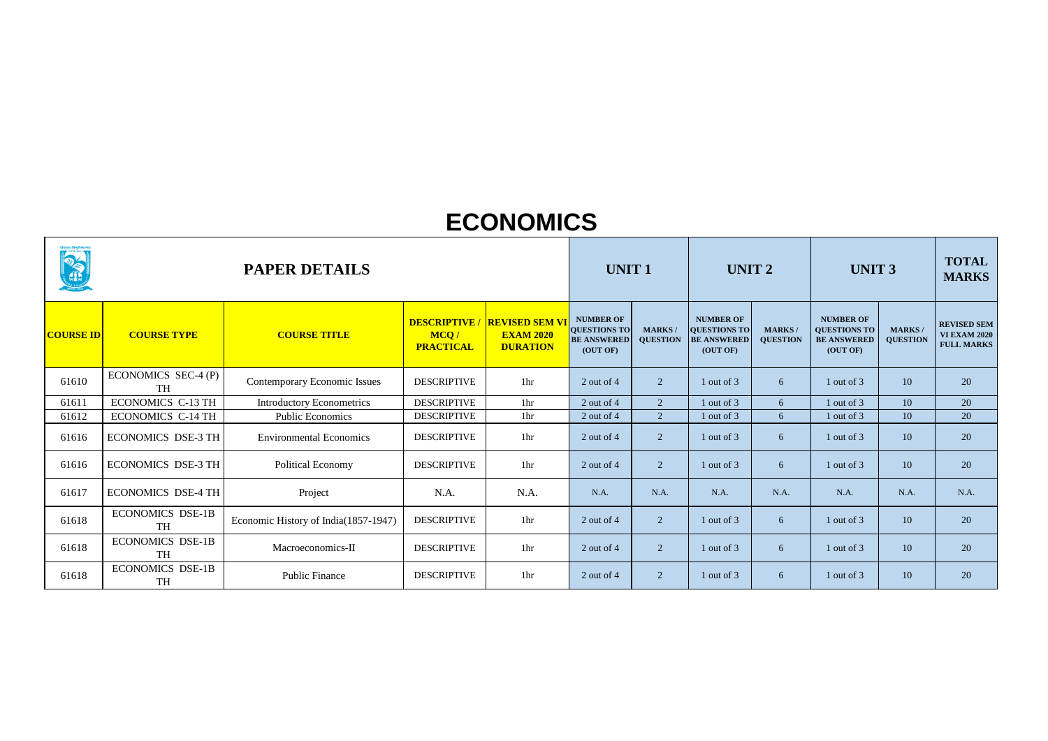# ECONOMICS

| PAPER DETAILS | | | | | UNIT 1 | | UNIT 2 | | UNIT 3 | | TOTAL MARKS |
|---|---|---|---|---|---|---|---|---|---|---|---|
| **COURSE ID** | **COURSE TYPE** | **COURSE TITLE** | **DESCRIPTIVE / MCQ / PRACTICAL** | **REVISED SEM VI EXAM 2020 DURATION** | **NUMBER OF QUESTIONS TO BE ANSWERED (OUT OF)** | **MARKS / QUESTION** | **NUMBER OF QUESTIONS TO BE ANSWERED (OUT OF)** | **MARKS / QUESTION** | **NUMBER OF QUESTIONS TO BE ANSWERED (OUT OF)** | **MARKS / QUESTION** | **REVISED SEM VI EXAM 2020 FULL MARKS** |
| 61610 | ECONOMICS SEC-4 (P) TH | Contemporary Economic Issues | DESCRIPTIVE | 1hr | 2 out of 4 | 2 | 1 out of 3 | 6 | 1 out of 3 | 10 | 20 |
| 61611 | ECONOMICS C-13 TH | Introductory Econometrics | DESCRIPTIVE | 1hr | 2 out of 4 | 2 | 1 out of 3 | 6 | 1 out of 3 | 10 | 20 |
| 61612 | ECONOMICS C-14 TH | Public Economics | DESCRIPTIVE | 1hr | 2 out of 4 | 2 | 1 out of 3 | 6 | 1 out of 3 | 10 | 20 |
| 61616 | ECONOMICS DSE-3 TH | Environmental Economics | DESCRIPTIVE | 1hr | 2 out of 4 | 2 | 1 out of 3 | 6 | 1 out of 3 | 10 | 20 |
| 61616 | ECONOMICS DSE-3 TH | Political Economy | DESCRIPTIVE | 1hr | 2 out of 4 | 2 | 1 out of 3 | 6 | 1 out of 3 | 10 | 20 |
| 61617 | ECONOMICS DSE-4 TH | Project | N.A. | N.A. | N.A. | N.A. | N.A. | N.A. | N.A. | N.A. | N.A. |
| 61618 | ECONOMICS DSE-1B TH | Economic History of India(1857-1947) | DESCRIPTIVE | 1hr | 2 out of 4 | 2 | 1 out of 3 | 6 | 1 out of 3 | 10 | 20 |
| 61618 | ECONOMICS DSE-1B TH | Macroeconomics-II | DESCRIPTIVE | 1hr | 2 out of 4 | 2 | 1 out of 3 | 6 | 1 out of 3 | 10 | 20 |
| 61618 | ECONOMICS DSE-1B TH | Public Finance | DESCRIPTIVE | 1hr | 2 out of 4 | 2 | 1 out of 3 | 6 | 1 out of 3 | 10 | 20 |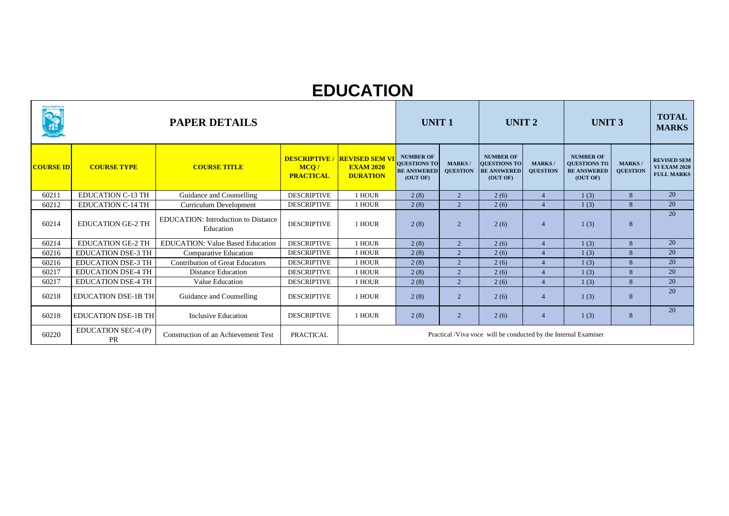# EDUCATION

| PAPER DETAILS | | | | | UNIT 1 | | UNIT 2 | | UNIT 3 | | TOTAL MARKS |
|---|---|---|---|---|---|---|---|---|---|---|---|
| **COURSE ID** | **COURSE TYPE** | **COURSE TITLE** | **DESCRIPTIVE / MCQ / PRACTICAL** | **REVISED SEM VI EXAM 2020 DURATION** | **NUMBER OF QUESTIONS TO BE ANSWERED (OUT OF)** | **MARKS / QUESTION** | **NUMBER OF QUESTIONS TO BE ANSWERED (OUT OF)** | **MARKS / QUESTION** | **NUMBER OF QUESTIONS TO BE ANSWERED (OUT OF)** | **MARKS / QUESTION** | **REVISED SEM VI EXAM 2020 FULL MARKS** |
| 60211 | EDUCATION C-13 TH | Guidance and Counselling | DESCRIPTIVE | 1 HOUR | 2 (8) | 2 | 2 (6) | 4 | 1 (3) | 8 | 20 |
| 60212 | EDUCATION C-14 TH | Curriculum Development | DESCRIPTIVE | 1 HOUR | 2 (8) | 2 | 2 (6) | 4 | 1 (3) | 8 | 20 |
| 60214 | EDUCATION GE-2 TH | EDUCATION: Introduction to Distance Education | DESCRIPTIVE | 1 HOUR | 2 (8) | 2 | 2 (6) | 4 | 1 (3) | 8 | 20 |
| 60214 | EDUCATION GE-2 TH | EDUCATION: Value Based Education | DESCRIPTIVE | 1 HOUR | 2 (8) | 2 | 2 (6) | 4 | 1 (3) | 8 | 20 |
| 60216 | EDUCATION DSE-3 TH | Comparative Education | DESCRIPTIVE | 1 HOUR | 2 (8) | 2 | 2 (6) | 4 | 1 (3) | 8 | 20 |
| 60216 | EDUCATION DSE-3 TH | Contribution of Great Educators | DESCRIPTIVE | 1 HOUR | 2 (8) | 2 | 2 (6) | 4 | 1 (3) | 8 | 20 |
| 60217 | EDUCATION DSE-4 TH | Distance Education | DESCRIPTIVE | 1 HOUR | 2 (8) | 2 | 2 (6) | 4 | 1 (3) | 8 | 20 |
| 60217 | EDUCATION DSE-4 TH | Value Education | DESCRIPTIVE | 1 HOUR | 2 (8) | 2 | 2 (6) | 4 | 1 (3) | 8 | 20 |
| 60218 | EDUCATION DSE-1B TH | Guidance and Counselling | DESCRIPTIVE | 1 HOUR | 2 (8) | 2 | 2 (6) | 4 | 1 (3) | 8 | 20 |
| 60218 | EDUCATION DSE-1B TH | Inclusive Education | DESCRIPTIVE | 1 HOUR | 2 (8) | 2 | 2 (6) | 4 | 1 (3) | 8 | 20 |
| 60220 | EDUCATION SEC-4 (P) PR | Construction of an Achievement Test | PRACTICAL | Practical /Viva voce will be conducted by the Internal Examiner | | | | | | | |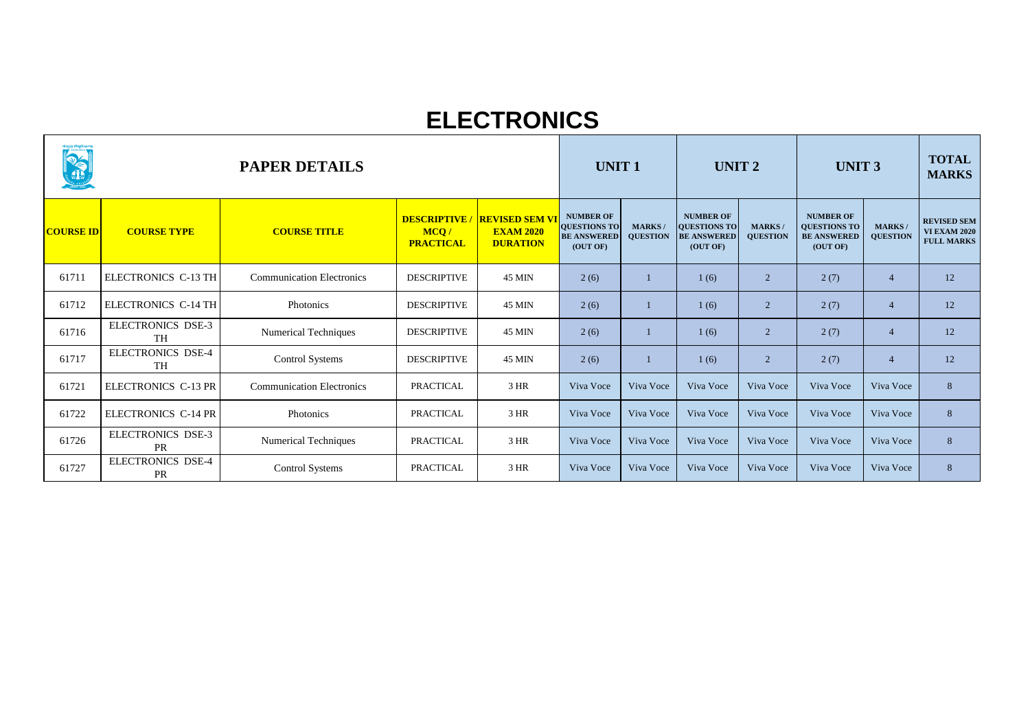# ELECTRONICS

| PAPER DETAILS | | | | | UNIT 1 | | UNIT 2 | | UNIT 3 | | TOTAL MARKS |
|---|---|---|---|---|---|---|---|---|---|---|---|
| COURSE ID | COURSE TYPE | COURSE TITLE | DESCRIPTIVE / MCQ / PRACTICAL | REVISED SEM VI EXAM 2020 DURATION | NUMBER OF QUESTIONS TO BE ANSWERED (OUT OF) | MARKS / QUESTION | NUMBER OF QUESTIONS TO BE ANSWERED (OUT OF) | MARKS / QUESTION | NUMBER OF QUESTIONS TO BE ANSWERED (OUT OF) | MARKS / QUESTION | REVISED SEM VI EXAM 2020 FULL MARKS |
| 61711 | ELECTRONICS C-13 TH | Communication Electronics | DESCRIPTIVE | 45 MIN | 2 (6) | 1 | 1 (6) | 2 | 2 (7) | 4 | 12 |
| 61712 | ELECTRONICS C-14 TH | Photonics | DESCRIPTIVE | 45 MIN | 2 (6) | 1 | 1 (6) | 2 | 2 (7) | 4 | 12 |
| 61716 | ELECTRONICS DSE-3 TH | Numerical Techniques | DESCRIPTIVE | 45 MIN | 2 (6) | 1 | 1 (6) | 2 | 2 (7) | 4 | 12 |
| 61717 | ELECTRONICS DSE-4 TH | Control Systems | DESCRIPTIVE | 45 MIN | 2 (6) | 1 | 1 (6) | 2 | 2 (7) | 4 | 12 |
| 61721 | ELECTRONICS C-13 PR | Communication Electronics | PRACTICAL | 3 HR | Viva Voce | Viva Voce | Viva Voce | Viva Voce | Viva Voce | Viva Voce | 8 |
| 61722 | ELECTRONICS C-14 PR | Photonics | PRACTICAL | 3 HR | Viva Voce | Viva Voce | Viva Voce | Viva Voce | Viva Voce | Viva Voce | 8 |
| 61726 | ELECTRONICS DSE-3 PR | Numerical Techniques | PRACTICAL | 3 HR | Viva Voce | Viva Voce | Viva Voce | Viva Voce | Viva Voce | Viva Voce | 8 |
| 61727 | ELECTRONICS DSE-4 PR | Control Systems | PRACTICAL | 3 HR | Viva Voce | Viva Voce | Viva Voce | Viva Voce | Viva Voce | Viva Voce | 8 |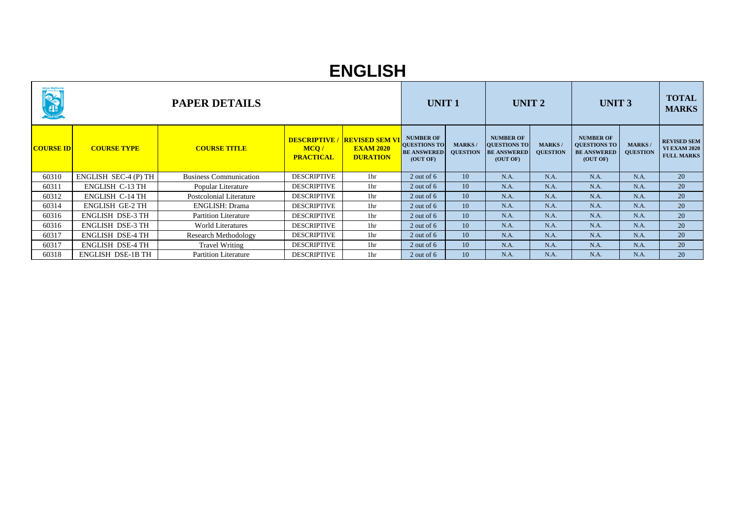# ENGLISH

| PAPER DETAILS | | | | | UNIT 1 | | UNIT 2 | | UNIT 3 | | TOTAL MARKS |
|---|---|---|---|---|---|---|---|---|---|---|---|
| **COURSE ID** | **COURSE TYPE** | **COURSE TITLE** | **DESCRIPTIVE / MCQ / PRACTICAL** | **REVISED SEM VI EXAM 2020 DURATION** | **NUMBER OF QUESTIONS TO BE ANSWERED (OUT OF)** | **MARKS / QUESTION** | **NUMBER OF QUESTIONS TO BE ANSWERED (OUT OF)** | **MARKS / QUESTION** | **NUMBER OF QUESTIONS TO BE ANSWERED (OUT OF)** | **MARKS / QUESTION** | **REVISED SEM VI EXAM 2020 FULL MARKS** |
| 60310 | ENGLISH SEC-4 (P) TH | Business Communication | DESCRIPTIVE | 1hr | 2 out of 6 | 10 | N.A. | N.A. | N.A. | N.A. | 20 |
| 60311 | ENGLISH C-13 TH | Popular Literature | DESCRIPTIVE | 1hr | 2 out of 6 | 10 | N.A. | N.A. | N.A. | N.A. | 20 |
| 60312 | ENGLISH C-14 TH | Postcolonial Literature | DESCRIPTIVE | 1hr | 2 out of 6 | 10 | N.A. | N.A. | N.A. | N.A. | 20 |
| 60314 | ENGLISH GE-2 TH | ENGLISH: Drama | DESCRIPTIVE | 1hr | 2 out of 6 | 10 | N.A. | N.A. | N.A. | N.A. | 20 |
| 60316 | ENGLISH DSE-3 TH | Partition Literature | DESCRIPTIVE | 1hr | 2 out of 6 | 10 | N.A. | N.A. | N.A. | N.A. | 20 |
| 60316 | ENGLISH DSE-3 TH | World Literatures | DESCRIPTIVE | 1hr | 2 out of 6 | 10 | N.A. | N.A. | N.A. | N.A. | 20 |
| 60317 | ENGLISH DSE-4 TH | Research Methodology | DESCRIPTIVE | 1hr | 2 out of 6 | 10 | N.A. | N.A. | N.A. | N.A. | 20 |
| 60317 | ENGLISH DSE-4 TH | Travel Writing | DESCRIPTIVE | 1hr | 2 out of 6 | 10 | N.A. | N.A. | N.A. | N.A. | 20 |
| 60318 | ENGLISH DSE-1B TH | Partition Literature | DESCRIPTIVE | 1hr | 2 out of 6 | 10 | N.A. | N.A. | N.A. | N.A. | 20 |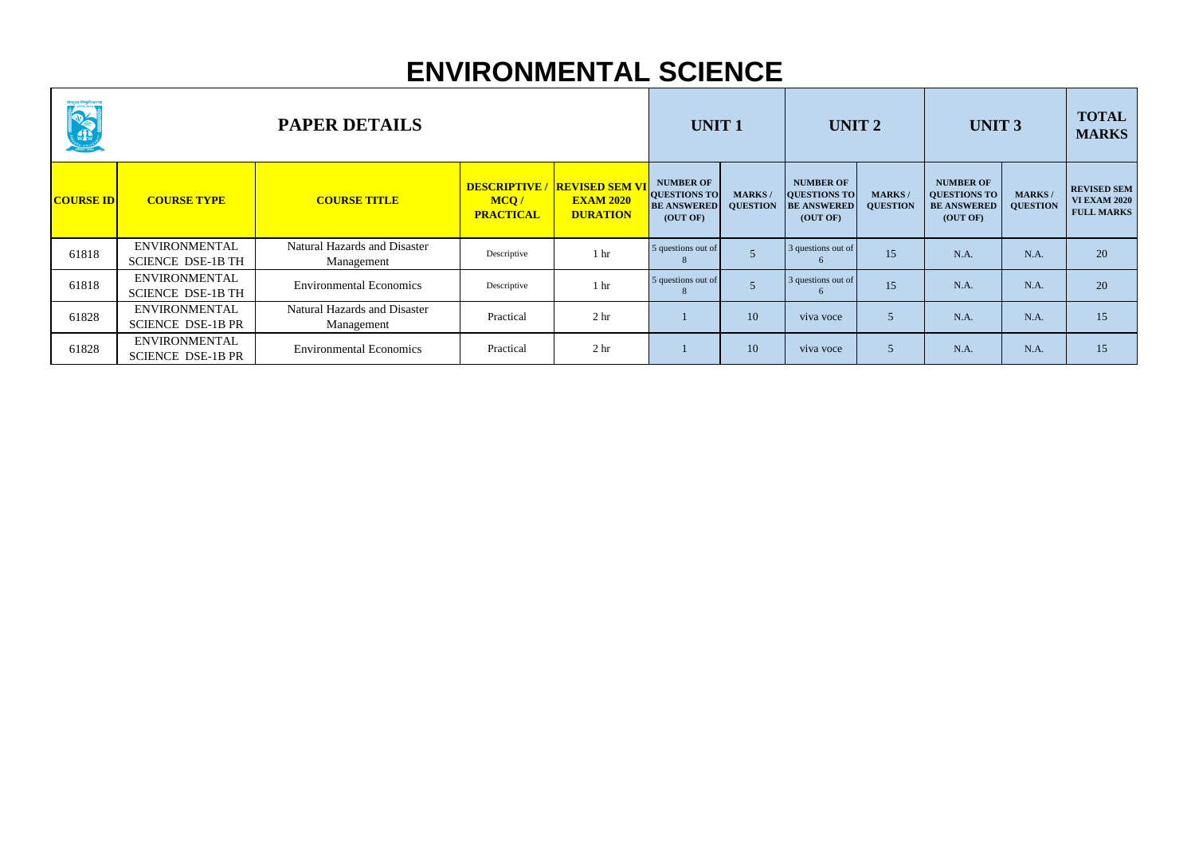# ENVIRONMENTAL SCIENCE

| PAPER DETAILS | | | | | UNIT 1 | | UNIT 2 | | UNIT 3 | | TOTAL MARKS |
|---|---|---|---|---|---|---|---|---|---|---|---|
| COURSE ID | COURSE TYPE | COURSE TITLE | DESCRIPTIVE / MCQ / PRACTICAL | REVISED SEM VI EXAM 2020 DURATION | NUMBER OF QUESTIONS TO BE ANSWERED (OUT OF) | MARKS / QUESTION | NUMBER OF QUESTIONS TO BE ANSWERED (OUT OF) | MARKS / QUESTION | NUMBER OF QUESTIONS TO BE ANSWERED (OUT OF) | MARKS / QUESTION | REVISED SEM VI EXAM 2020 FULL MARKS |
| 61818 | ENVIRONMENTAL SCIENCE DSE-1B TH | Natural Hazards and Disaster Management | Descriptive | 1 hr | 5 questions out of 8 | 5 | 3 questions out of 6 | 15 | N.A. | N.A. | 20 |
| 61818 | ENVIRONMENTAL SCIENCE DSE-1B TH | Environmental Economics | Descriptive | 1 hr | 5 questions out of 8 | 5 | 3 questions out of 6 | 15 | N.A. | N.A. | 20 |
| 61828 | ENVIRONMENTAL SCIENCE DSE-1B PR | Natural Hazards and Disaster Management | Practical | 2 hr | 1 | 10 | viva voce | 5 | N.A. | N.A. | 15 |
| 61828 | ENVIRONMENTAL SCIENCE DSE-1B PR | Environmental Economics | Practical | 2 hr | 1 | 10 | viva voce | 5 | N.A. | N.A. | 15 |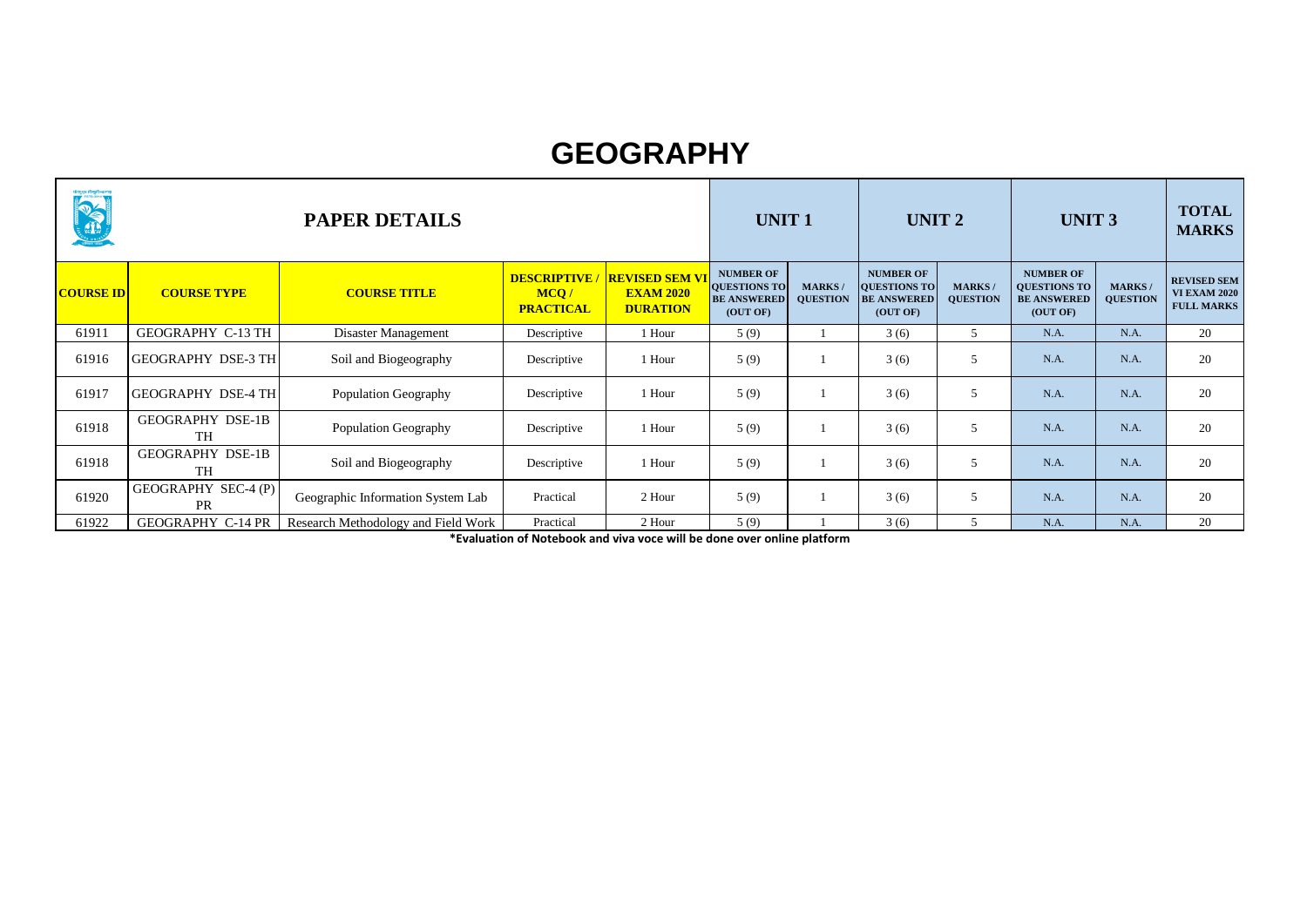# GEOGRAPHY

| PAPER DETAILS | | | | | UNIT 1 | | UNIT 2 | | UNIT 3 | | TOTAL MARKS |
|---|---|---|---|---|---|---|---|---|---|---|---|
| **COURSE ID** | **COURSE TYPE** | **COURSE TITLE** | **DESCRIPTIVE / MCQ / PRACTICAL** | **REVISED SEM VI EXAM 2020 DURATION** | **NUMBER OF QUESTIONS TO BE ANSWERED (OUT OF)** | **MARKS / QUESTION** | **NUMBER OF QUESTIONS TO BE ANSWERED (OUT OF)** | **MARKS / QUESTION** | **NUMBER OF QUESTIONS TO BE ANSWERED (OUT OF)** | **MARKS / QUESTION** | **REVISED SEM VI EXAM 2020 FULL MARKS** |
| 61911 | GEOGRAPHY C-13 TH | Disaster Management | Descriptive | 1 Hour | 5 (9) | 1 | 3 (6) | 5 | N.A. | N.A. | 20 |
| 61916 | GEOGRAPHY DSE-3 TH | Soil and Biogeography | Descriptive | 1 Hour | 5 (9) | 1 | 3 (6) | 5 | N.A. | N.A. | 20 |
| 61917 | GEOGRAPHY DSE-4 TH | Population Geography | Descriptive | 1 Hour | 5 (9) | 1 | 3 (6) | 5 | N.A. | N.A. | 20 |
| 61918 | GEOGRAPHY DSE-1B TH | Population Geography | Descriptive | 1 Hour | 5 (9) | 1 | 3 (6) | 5 | N.A. | N.A. | 20 |
| 61918 | GEOGRAPHY DSE-1B TH | Soil and Biogeography | Descriptive | 1 Hour | 5 (9) | 1 | 3 (6) | 5 | N.A. | N.A. | 20 |
| 61920 | GEOGRAPHY SEC-4 (P) PR | Geographic Information System Lab | Practical | 2 Hour | 5 (9) | 1 | 3 (6) | 5 | N.A. | N.A. | 20 |
| 61922 | GEOGRAPHY C-14 PR | Research Methodology and Field Work | Practical | 2 Hour | 5 (9) | 1 | 3 (6) | 5 | N.A. | N.A. | 20 |

**\*Evaluation of Notebook and viva voce will be done over online platform**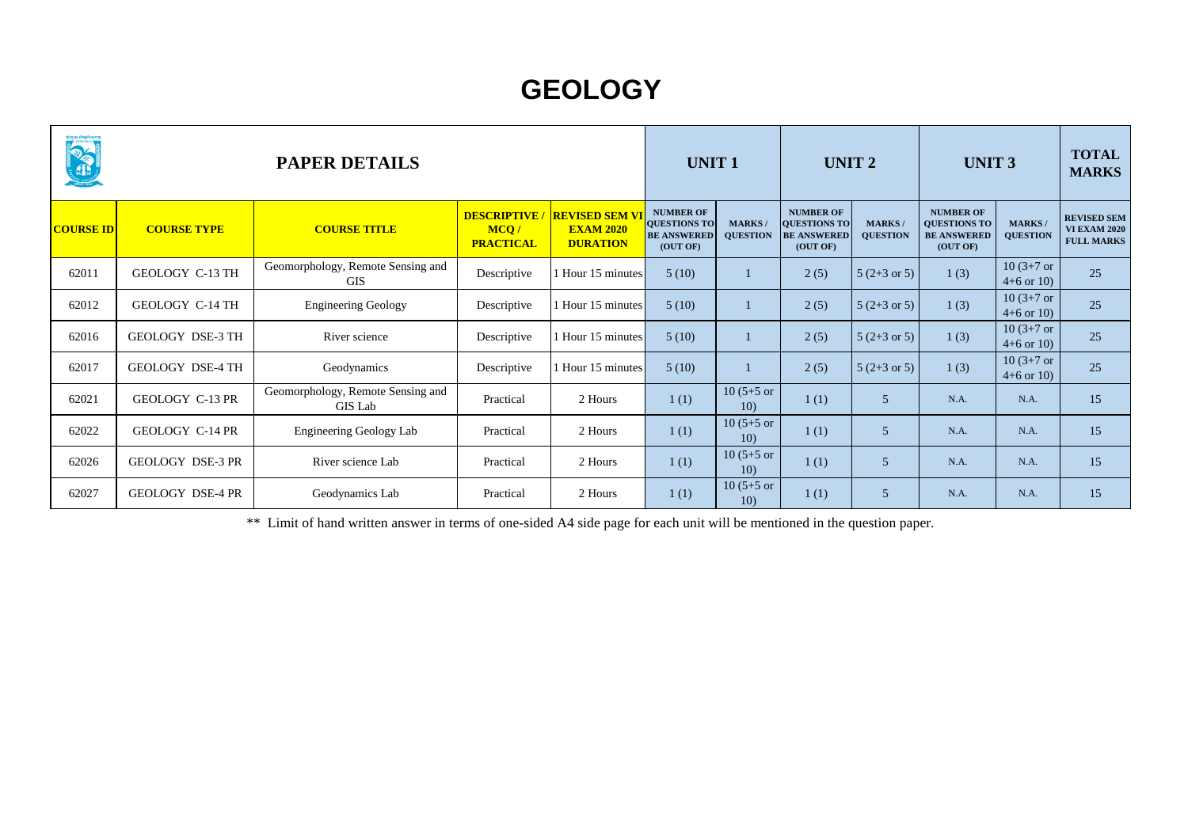# GEOLOGY

| PAPER DETAILS | | | | | UNIT 1 | | UNIT 2 | | UNIT 3 | | TOTAL MARKS |
|---|---|---|---|---|---|---|---|---|---|---|---|
| **COURSE ID** | **COURSE TYPE** | **COURSE TITLE** | **DESCRIPTIVE / MCQ / PRACTICAL** | **REVISED SEM VI EXAM 2020 DURATION** | **NUMBER OF QUESTIONS TO BE ANSWERED (OUT OF)** | **MARKS / QUESTION** | **NUMBER OF QUESTIONS TO BE ANSWERED (OUT OF)** | **MARKS / QUESTION** | **NUMBER OF QUESTIONS TO BE ANSWERED (OUT OF)** | **MARKS / QUESTION** | **REVISED SEM VI EXAM 2020 FULL MARKS** |
| 62011 | GEOLOGY C-13 TH | Geomorphology, Remote Sensing and GIS | Descriptive | 1 Hour 15 minutes | 5 (10) | 1 | 2 (5) | 5 (2+3 or 5) | 1 (3) | 10 (3+7 or 4+6 or 10) | 25 |
| 62012 | GEOLOGY C-14 TH | Engineering Geology | Descriptive | 1 Hour 15 minutes | 5 (10) | 1 | 2 (5) | 5 (2+3 or 5) | 1 (3) | 10 (3+7 or 4+6 or 10) | 25 |
| 62016 | GEOLOGY DSE-3 TH | River science | Descriptive | 1 Hour 15 minutes | 5 (10) | 1 | 2 (5) | 5 (2+3 or 5) | 1 (3) | 10 (3+7 or 4+6 or 10) | 25 |
| 62017 | GEOLOGY DSE-4 TH | Geodynamics | Descriptive | 1 Hour 15 minutes | 5 (10) | 1 | 2 (5) | 5 (2+3 or 5) | 1 (3) | 10 (3+7 or 4+6 or 10) | 25 |
| 62021 | GEOLOGY C-13 PR | Geomorphology, Remote Sensing and GIS Lab | Practical | 2 Hours | 1 (1) | 10 (5+5 or 10) | 1 (1) | 5 | N.A. | N.A. | 15 |
| 62022 | GEOLOGY C-14 PR | Engineering Geology Lab | Practical | 2 Hours | 1 (1) | 10 (5+5 or 10) | 1 (1) | 5 | N.A. | N.A. | 15 |
| 62026 | GEOLOGY DSE-3 PR | River science Lab | Practical | 2 Hours | 1 (1) | 10 (5+5 or 10) | 1 (1) | 5 | N.A. | N.A. | 15 |
| 62027 | GEOLOGY DSE-4 PR | Geodynamics Lab | Practical | 2 Hours | 1 (1) | 10 (5+5 or 10) | 1 (1) | 5 | N.A. | N.A. | 15 |

** Limit of hand written answer in terms of one-sided A4 side page for each unit will be mentioned in the question paper.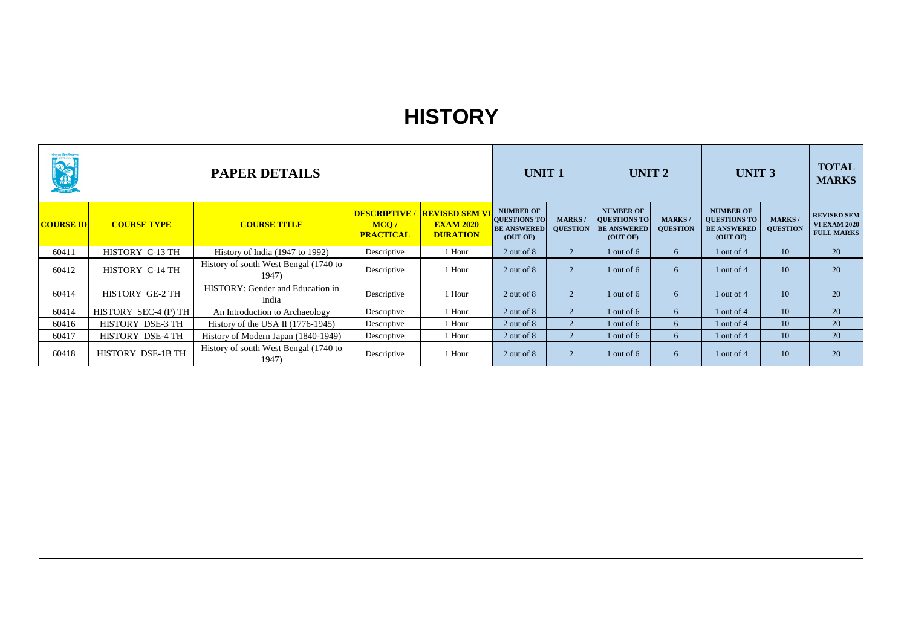# HISTORY

| PAPER DETAILS | | | | | UNIT 1 | | UNIT 2 | | UNIT 3 | | TOTAL MARKS |
|---|---|---|---|---|---|---|---|---|---|---|---|
| COURSE ID | COURSE TYPE | COURSE TITLE | DESCRIPTIVE / MCQ / PRACTICAL | REVISED SEM VI EXAM 2020 DURATION | NUMBER OF QUESTIONS TO BE ANSWERED (OUT OF) | MARKS / QUESTION | NUMBER OF QUESTIONS TO BE ANSWERED (OUT OF) | MARKS / QUESTION | NUMBER OF QUESTIONS TO BE ANSWERED (OUT OF) | MARKS / QUESTION | REVISED SEM VI EXAM 2020 FULL MARKS |
| 60411 | HISTORY C-13 TH | History of India (1947 to 1992) | Descriptive | 1 Hour | 2 out of 8 | 2 | 1 out of 6 | 6 | 1 out of 4 | 10 | 20 |
| 60412 | HISTORY C-14 TH | History of south West Bengal (1740 to 1947) | Descriptive | 1 Hour | 2 out of 8 | 2 | 1 out of 6 | 6 | 1 out of 4 | 10 | 20 |
| 60414 | HISTORY GE-2 TH | HISTORY: Gender and Education in India | Descriptive | 1 Hour | 2 out of 8 | 2 | 1 out of 6 | 6 | 1 out of 4 | 10 | 20 |
| 60414 | HISTORY SEC-4 (P) TH | An Introduction to Archaeology | Descriptive | 1 Hour | 2 out of 8 | 2 | 1 out of 6 | 6 | 1 out of 4 | 10 | 20 |
| 60416 | HISTORY DSE-3 TH | History of the USA II (1776-1945) | Descriptive | 1 Hour | 2 out of 8 | 2 | 1 out of 6 | 6 | 1 out of 4 | 10 | 20 |
| 60417 | HISTORY DSE-4 TH | History of Modern Japan (1840-1949) | Descriptive | 1 Hour | 2 out of 8 | 2 | 1 out of 6 | 6 | 1 out of 4 | 10 | 20 |
| 60418 | HISTORY DSE-1B TH | History of south West Bengal (1740 to 1947) | Descriptive | 1 Hour | 2 out of 8 | 2 | 1 out of 6 | 6 | 1 out of 4 | 10 | 20 |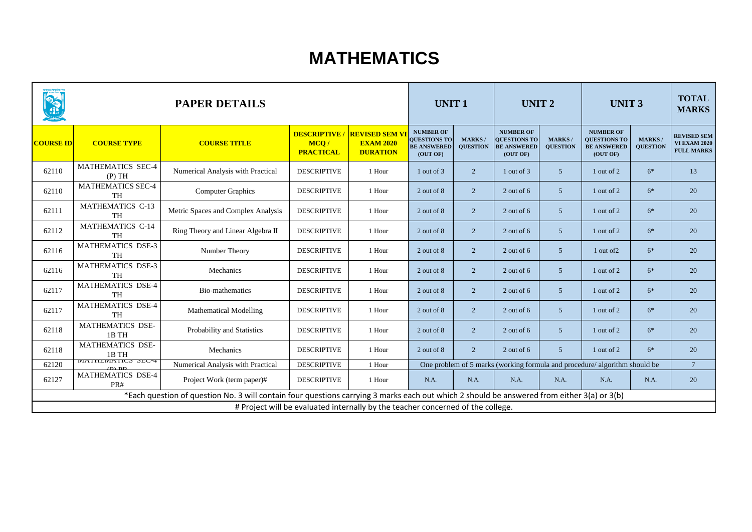# MATHEMATICS

| PAPER DETAILS | | | | | UNIT 1 | | UNIT 2 | | UNIT 3 | | TOTAL MARKS |
|---|---|---|---|---|---|---|---|---|---|---|---|
| COURSE ID | COURSE TYPE | COURSE TITLE | DESCRIPTIVE / MCQ / PRACTICAL | REVISED SEM VI EXAM 2020 DURATION | NUMBER OF QUESTIONS TO BE ANSWERED (OUT OF) | MARKS / QUESTION | NUMBER OF QUESTIONS TO BE ANSWERED (OUT OF) | MARKS / QUESTION | NUMBER OF QUESTIONS TO BE ANSWERED (OUT OF) | MARKS / QUESTION | REVISED SEM VI EXAM 2020 FULL MARKS |
| 62110 | MATHEMATICS SEC-4 (P) TH | Numerical Analysis with Practical | DESCRIPTIVE | 1 Hour | 1 out of 3 | 2 | 1 out of 3 | 5 | 1 out of 2 | 6* | 13 |
| 62110 | MATHEMATICS SEC-4 TH | Computer Graphics | DESCRIPTIVE | 1 Hour | 2 out of 8 | 2 | 2 out of 6 | 5 | 1 out of 2 | 6* | 20 |
| 62111 | MATHEMATICS C-13 TH | Metric Spaces and Complex Analysis | DESCRIPTIVE | 1 Hour | 2 out of 8 | 2 | 2 out of 6 | 5 | 1 out of 2 | 6* | 20 |
| 62112 | MATHEMATICS C-14 TH | Ring Theory and Linear Algebra II | DESCRIPTIVE | 1 Hour | 2 out of 8 | 2 | 2 out of 6 | 5 | 1 out of 2 | 6* | 20 |
| 62116 | MATHEMATICS DSE-3 TH | Number Theory | DESCRIPTIVE | 1 Hour | 2 out of 8 | 2 | 2 out of 6 | 5 | 1 out of2 | 6* | 20 |
| 62116 | MATHEMATICS DSE-3 TH | Mechanics | DESCRIPTIVE | 1 Hour | 2 out of 8 | 2 | 2 out of 6 | 5 | 1 out of 2 | 6* | 20 |
| 62117 | MATHEMATICS DSE-4 TH | Bio-mathematics | DESCRIPTIVE | 1 Hour | 2 out of 8 | 2 | 2 out of 6 | 5 | 1 out of 2 | 6* | 20 |
| 62117 | MATHEMATICS DSE-4 TH | Mathematical Modelling | DESCRIPTIVE | 1 Hour | 2 out of 8 | 2 | 2 out of 6 | 5 | 1 out of 2 | 6* | 20 |
| 62118 | MATHEMATICS DSE-1B TH | Probability and Statistics | DESCRIPTIVE | 1 Hour | 2 out of 8 | 2 | 2 out of 6 | 5 | 1 out of 2 | 6* | 20 |
| 62118 | MATHEMATICS DSE-1B TH | Mechanics | DESCRIPTIVE | 1 Hour | 2 out of 8 | 2 | 2 out of 6 | 5 | 1 out of 2 | 6* | 20 |
| 62120 | MATHEMATICS SEC-4 (P) PR | Numerical Analysis with Practical | DESCRIPTIVE | 1 Hour | One problem of 5 marks (working formula and procedure/ algorithm should be | | | | | | 7 |
| 62127 | MATHEMATICS DSE-4 PR# | Project Work (term paper)# | DESCRIPTIVE | 1 Hour | N.A. | N.A. | N.A. | N.A. | N.A. | N.A. | 20 |

*Each question of question No. 3 will contain four questions carrying 3 marks each out which 2 should be answered from either 3(a) or 3(b)

# Project will be evaluated internally by the teacher concerned of the college.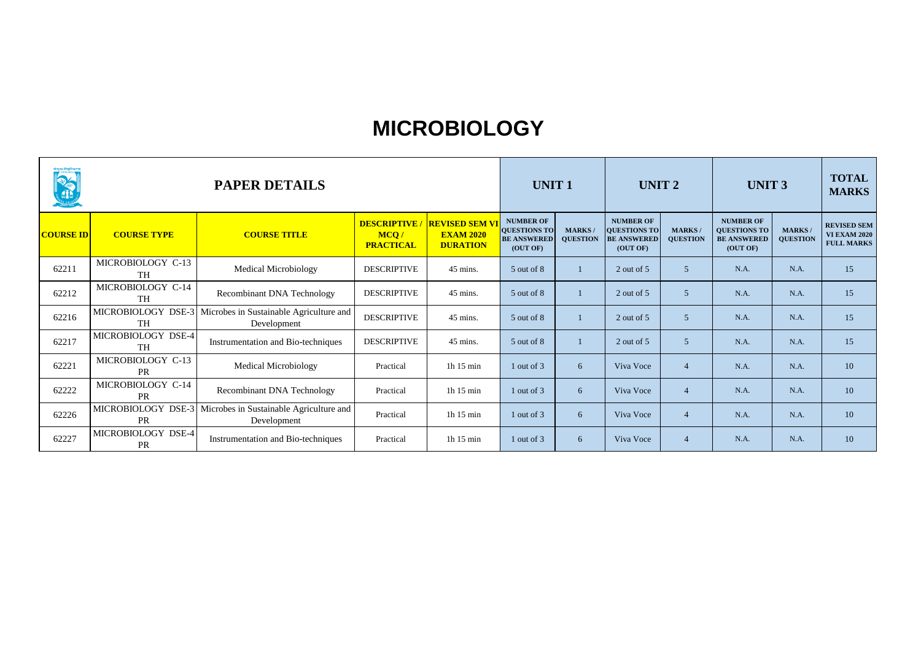# MICROBIOLOGY

| PAPER DETAILS | | | | | UNIT 1 | | UNIT 2 | | UNIT 3 | | TOTAL MARKS |
|---|---|---|---|---|---|---|---|---|---|---|---|
| **COURSE ID** | **COURSE TYPE** | **COURSE TITLE** | **DESCRIPTIVE / MCQ / PRACTICAL** | **REVISED SEM VI EXAM 2020 DURATION** | **NUMBER OF QUESTIONS TO BE ANSWERED (OUT OF)** | **MARKS / QUESTION** | **NUMBER OF QUESTIONS TO BE ANSWERED (OUT OF)** | **MARKS / QUESTION** | **NUMBER OF QUESTIONS TO BE ANSWERED (OUT OF)** | **MARKS / QUESTION** | **REVISED SEM VI EXAM 2020 FULL MARKS** |
| 62211 | MICROBIOLOGY C-13 TH | Medical Microbiology | DESCRIPTIVE | 45 mins. | 5 out of 8 | 1 | 2 out of 5 | 5 | N.A. | N.A. | 15 |
| 62212 | MICROBIOLOGY C-14 TH | Recombinant DNA Technology | DESCRIPTIVE | 45 mins. | 5 out of 8 | 1 | 2 out of 5 | 5 | N.A. | N.A. | 15 |
| 62216 | MICROBIOLOGY DSE-3 TH | Microbes in Sustainable Agriculture and Development | DESCRIPTIVE | 45 mins. | 5 out of 8 | 1 | 2 out of 5 | 5 | N.A. | N.A. | 15 |
| 62217 | MICROBIOLOGY DSE-4 TH | Instrumentation and Bio-techniques | DESCRIPTIVE | 45 mins. | 5 out of 8 | 1 | 2 out of 5 | 5 | N.A. | N.A. | 15 |
| 62221 | MICROBIOLOGY C-13 PR | Medical Microbiology | Practical | 1h 15 min | 1 out of 3 | 6 | Viva Voce | 4 | N.A. | N.A. | 10 |
| 62222 | MICROBIOLOGY C-14 PR | Recombinant DNA Technology | Practical | 1h 15 min | 1 out of 3 | 6 | Viva Voce | 4 | N.A. | N.A. | 10 |
| 62226 | MICROBIOLOGY DSE-3 PR | Microbes in Sustainable Agriculture and Development | Practical | 1h 15 min | 1 out of 3 | 6 | Viva Voce | 4 | N.A. | N.A. | 10 |
| 62227 | MICROBIOLOGY DSE-4 PR | Instrumentation and Bio-techniques | Practical | 1h 15 min | 1 out of 3 | 6 | Viva Voce | 4 | N.A. | N.A. | 10 |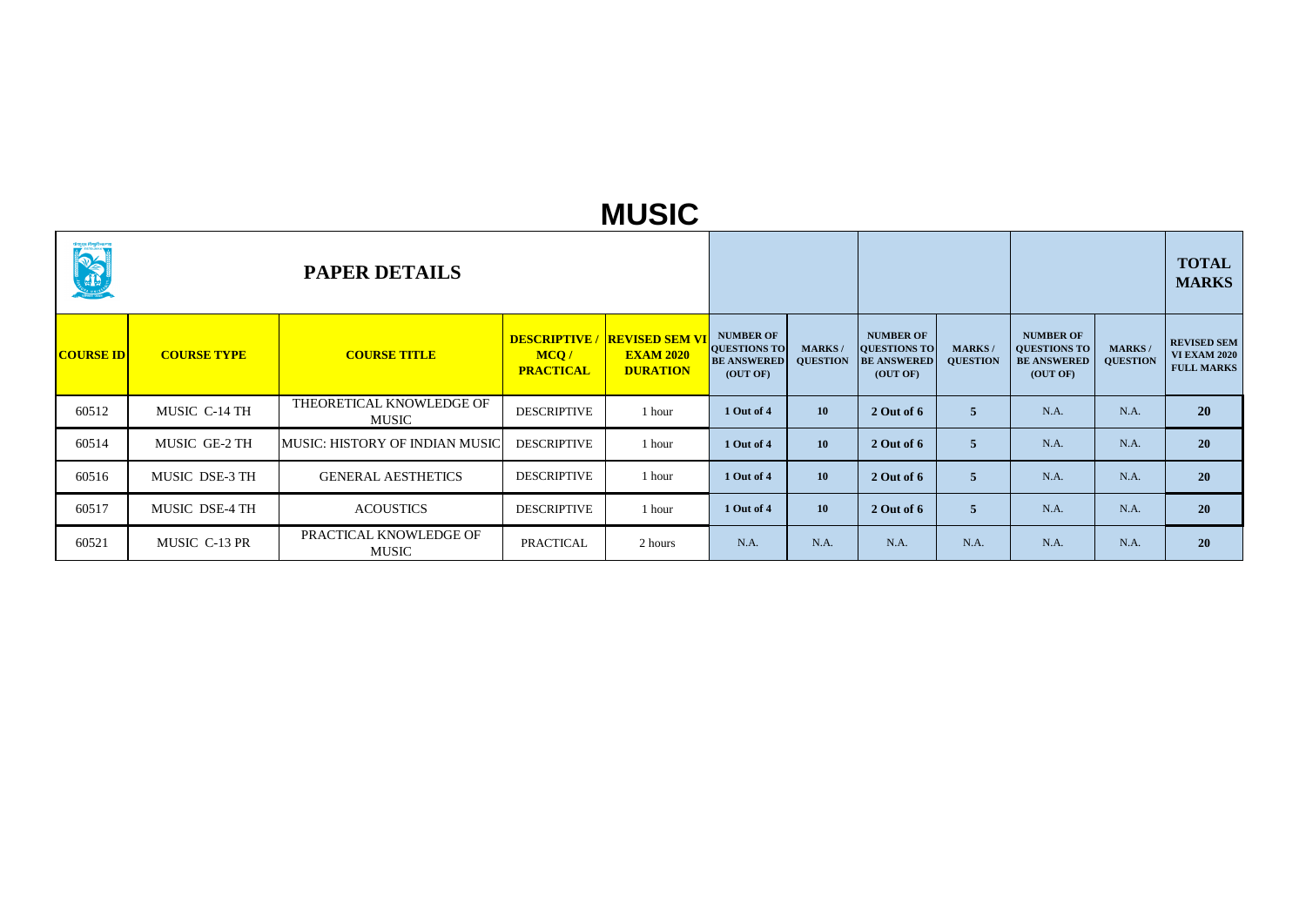# MUSIC

| PAPER DETAILS | | | | | | | | | | | TOTAL MARKS |
|---|---|---|---|---|---|---|---|---|---|---|---|
| COURSE ID | COURSE TYPE | COURSE TITLE | DESCRIPTIVE / MCQ / PRACTICAL | REVISED SEM VI EXAM 2020 DURATION | NUMBER OF QUESTIONS TO BE ANSWERED (OUT OF) | MARKS / QUESTION | NUMBER OF QUESTIONS TO BE ANSWERED (OUT OF) | MARKS / QUESTION | NUMBER OF QUESTIONS TO BE ANSWERED (OUT OF) | MARKS / QUESTION | REVISED SEM VI EXAM 2020 FULL MARKS |
| 60512 | MUSIC C-14 TH | THEORETICAL KNOWLEDGE OF MUSIC | DESCRIPTIVE | 1 hour | **1 Out of 4** | **10** | **2 Out of 6** | **5** | N.A. | N.A. | **20** |
| 60514 | MUSIC GE-2 TH | MUSIC: HISTORY OF INDIAN MUSIC | DESCRIPTIVE | 1 hour | **1 Out of 4** | **10** | **2 Out of 6** | **5** | N.A. | N.A. | **20** |
| 60516 | MUSIC DSE-3 TH | GENERAL AESTHETICS | DESCRIPTIVE | 1 hour | **1 Out of 4** | **10** | **2 Out of 6** | **5** | N.A. | N.A. | **20** |
| 60517 | MUSIC DSE-4 TH | ACOUSTICS | DESCRIPTIVE | 1 hour | **1 Out of 4** | **10** | **2 Out of 6** | **5** | N.A. | N.A. | **20** |
| 60521 | MUSIC C-13 PR | PRACTICAL KNOWLEDGE OF MUSIC | PRACTICAL | 2 hours | N.A. | N.A. | N.A. | N.A. | N.A. | N.A. | **20** |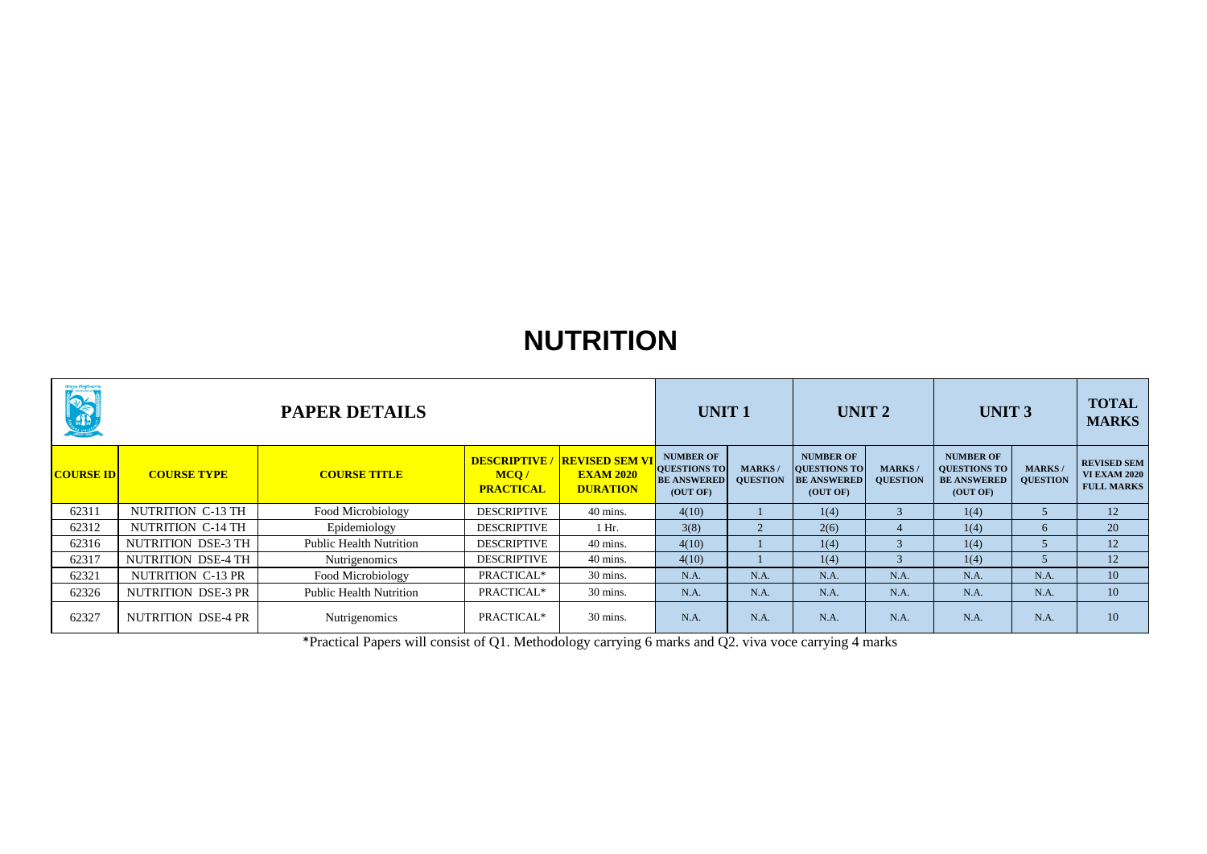# NUTRITION

| PAPER DETAILS | | | | | UNIT 1 | | UNIT 2 | | UNIT 3 | | TOTAL MARKS |
|---|---|---|---|---|---|---|---|---|---|---|---|
| **COURSE ID** | **COURSE TYPE** | **COURSE TITLE** | **DESCRIPTIVE / MCQ / PRACTICAL** | **REVISED SEM VI EXAM 2020 DURATION** | **NUMBER OF QUESTIONS TO BE ANSWERED (OUT OF)** | **MARKS / QUESTION** | **NUMBER OF QUESTIONS TO BE ANSWERED (OUT OF)** | **MARKS / QUESTION** | **NUMBER OF QUESTIONS TO BE ANSWERED (OUT OF)** | **MARKS / QUESTION** | **REVISED SEM VI EXAM 2020 FULL MARKS** |
| 62311 | NUTRITION C-13 TH | Food Microbiology | DESCRIPTIVE | 40 mins. | 4(10) | 1 | 1(4) | 3 | 1(4) | 5 | 12 |
| 62312 | NUTRITION C-14 TH | Epidemiology | DESCRIPTIVE | 1 Hr. | 3(8) | 2 | 2(6) | 4 | 1(4) | 6 | 20 |
| 62316 | NUTRITION DSE-3 TH | Public Health Nutrition | DESCRIPTIVE | 40 mins. | 4(10) | 1 | 1(4) | 3 | 1(4) | 5 | 12 |
| 62317 | NUTRITION DSE-4 TH | Nutrigenomics | DESCRIPTIVE | 40 mins. | 4(10) | 1 | 1(4) | 3 | 1(4) | 5 | 12 |
| 62321 | NUTRITION C-13 PR | Food Microbiology | PRACTICAL* | 30 mins. | N.A. | N.A. | N.A. | N.A. | N.A. | N.A. | 10 |
| 62326 | NUTRITION DSE-3 PR | Public Health Nutrition | PRACTICAL* | 30 mins. | N.A. | N.A. | N.A. | N.A. | N.A. | N.A. | 10 |
| 62327 | NUTRITION DSE-4 PR | Nutrigenomics | PRACTICAL* | 30 mins. | N.A. | N.A. | N.A. | N.A. | N.A. | N.A. | 10 |

*Practical Papers will consist of Q1. Methodology carrying 6 marks and Q2. viva voce carrying 4 marks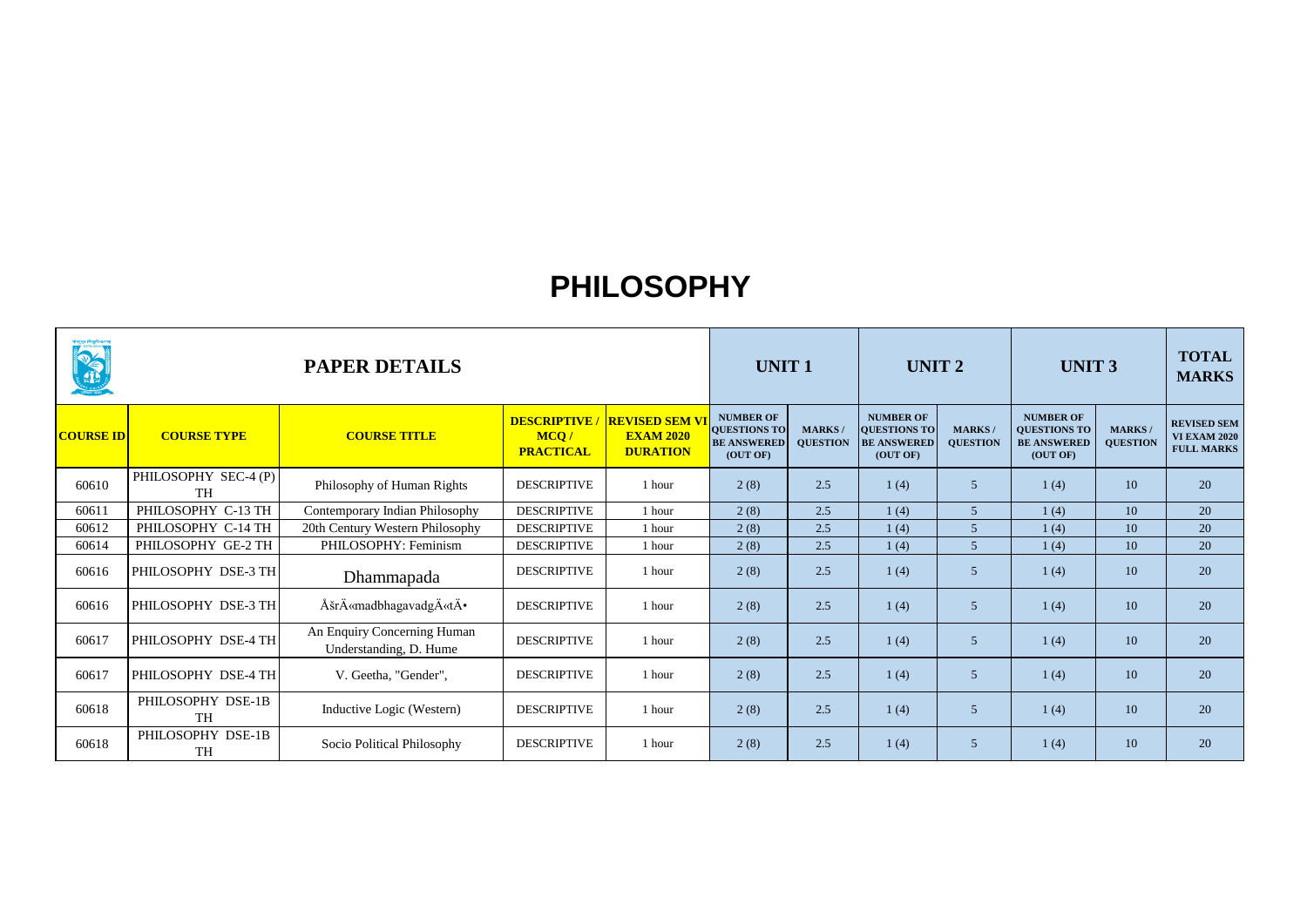# PHILOSOPHY

| PAPER DETAILS | | | | | UNIT 1 | | UNIT 2 | | UNIT 3 | | TOTAL MARKS |
|---|---|---|---|---|---|---|---|---|---|---|---|
| COURSE ID | COURSE TYPE | COURSE TITLE | DESCRIPTIVE / MCQ / PRACTICAL | REVISED SEM VI EXAM 2020 DURATION | NUMBER OF QUESTIONS TO BE ANSWERED (OUT OF) | MARKS / QUESTION | NUMBER OF QUESTIONS TO BE ANSWERED (OUT OF) | MARKS / QUESTION | NUMBER OF QUESTIONS TO BE ANSWERED (OUT OF) | MARKS / QUESTION | REVISED SEM VI EXAM 2020 FULL MARKS |
| 60610 | PHILOSOPHY SEC-4 (P) TH | Philosophy of Human Rights | DESCRIPTIVE | 1 hour | 2 (8) | 2.5 | 1 (4) | 5 | 1 (4) | 10 | 20 |
| 60611 | PHILOSOPHY C-13 TH | Contemporary Indian Philosophy | DESCRIPTIVE | 1 hour | 2 (8) | 2.5 | 1 (4) | 5 | 1 (4) | 10 | 20 |
| 60612 | PHILOSOPHY C-14 TH | 20th Century Western Philosophy | DESCRIPTIVE | 1 hour | 2 (8) | 2.5 | 1 (4) | 5 | 1 (4) | 10 | 20 |
| 60614 | PHILOSOPHY GE-2 TH | PHILOSOPHY: Feminism | DESCRIPTIVE | 1 hour | 2 (8) | 2.5 | 1 (4) | 5 | 1 (4) | 10 | 20 |
| 60616 | PHILOSOPHY DSE-3 TH | Dhammapada | DESCRIPTIVE | 1 hour | 2 (8) | 2.5 | 1 (4) | 5 | 1 (4) | 10 | 20 |
| 60616 | PHILOSOPHY DSE-3 TH | ÅšrÄ«madbhagavadgÄ«tÄ• | DESCRIPTIVE | 1 hour | 2 (8) | 2.5 | 1 (4) | 5 | 1 (4) | 10 | 20 |
| 60617 | PHILOSOPHY DSE-4 TH | An Enquiry Concerning Human Understanding, D. Hume | DESCRIPTIVE | 1 hour | 2 (8) | 2.5 | 1 (4) | 5 | 1 (4) | 10 | 20 |
| 60617 | PHILOSOPHY DSE-4 TH | V. Geetha, "Gender", | DESCRIPTIVE | 1 hour | 2 (8) | 2.5 | 1 (4) | 5 | 1 (4) | 10 | 20 |
| 60618 | PHILOSOPHY DSE-1B TH | Inductive Logic (Western) | DESCRIPTIVE | 1 hour | 2 (8) | 2.5 | 1 (4) | 5 | 1 (4) | 10 | 20 |
| 60618 | PHILOSOPHY DSE-1B TH | Socio Political Philosophy | DESCRIPTIVE | 1 hour | 2 (8) | 2.5 | 1 (4) | 5 | 1 (4) | 10 | 20 |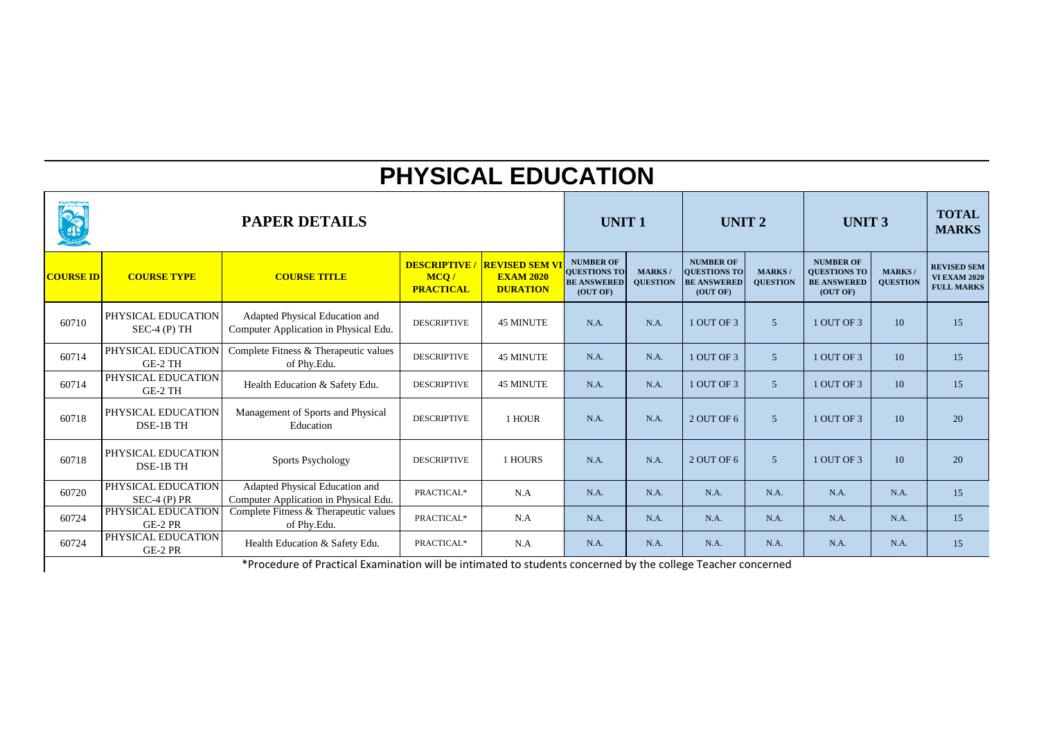# PHYSICAL EDUCATION

| PAPER DETAILS | | | | | UNIT 1 | | UNIT 2 | | UNIT 3 | | TOTAL MARKS |
|---|---|---|---|---|---|---|---|---|---|---|---|
| COURSE ID | COURSE TYPE | COURSE TITLE | DESCRIPTIVE / MCQ / PRACTICAL | REVISED SEM VI EXAM 2020 DURATION | NUMBER OF QUESTIONS TO BE ANSWERED (OUT OF) | MARKS / QUESTION | NUMBER OF QUESTIONS TO BE ANSWERED (OUT OF) | MARKS / QUESTION | NUMBER OF QUESTIONS TO BE ANSWERED (OUT OF) | MARKS / QUESTION | REVISED SEM VI EXAM 2020 FULL MARKS |
| 60710 | PHYSICAL EDUCATION SEC-4 (P) TH | Adapted Physical Education and Computer Application in Physical Edu. | DESCRIPTIVE | 45 MINUTE | N.A. | N.A. | 1 OUT OF 3 | 5 | 1 OUT OF 3 | 10 | 15 |
| 60714 | PHYSICAL EDUCATION GE-2 TH | Complete Fitness & Therapeutic values of Phy.Edu. | DESCRIPTIVE | 45 MINUTE | N.A. | N.A. | 1 OUT OF 3 | 5 | 1 OUT OF 3 | 10 | 15 |
| 60714 | PHYSICAL EDUCATION GE-2 TH | Health Education & Safety Edu. | DESCRIPTIVE | 45 MINUTE | N.A. | N.A. | 1 OUT OF 3 | 5 | 1 OUT OF 3 | 10 | 15 |
| 60718 | PHYSICAL EDUCATION DSE-1B TH | Management of Sports and Physical Education | DESCRIPTIVE | 1 HOUR | N.A. | N.A. | 2 OUT OF 6 | 5 | 1 OUT OF 3 | 10 | 20 |
| 60718 | PHYSICAL EDUCATION DSE-1B TH | Sports Psychology | DESCRIPTIVE | 1 HOURS | N.A. | N.A. | 2 OUT OF 6 | 5 | 1 OUT OF 3 | 10 | 20 |
| 60720 | PHYSICAL EDUCATION SEC-4 (P) PR | Adapted Physical Education and Computer Application in Physical Edu. | PRACTICAL* | N.A | N.A. | N.A. | N.A. | N.A. | N.A. | N.A. | 15 |
| 60724 | PHYSICAL EDUCATION GE-2 PR | Complete Fitness & Therapeutic values of Phy.Edu. | PRACTICAL* | N.A | N.A. | N.A. | N.A. | N.A. | N.A. | N.A. | 15 |
| 60724 | PHYSICAL EDUCATION GE-2 PR | Health Education & Safety Edu. | PRACTICAL* | N.A | N.A. | N.A. | N.A. | N.A. | N.A. | N.A. | 15 |

*Procedure of Practical Examination will be intimated to students concerned by the college Teacher concerned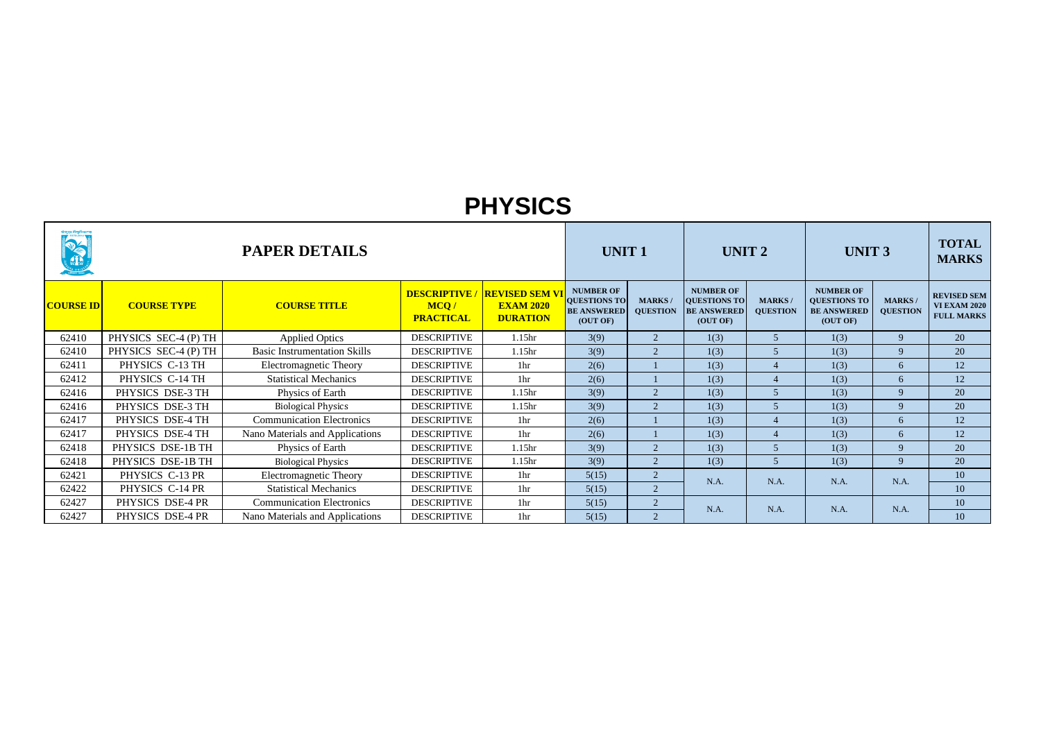# PHYSICS

| PAPER DETAILS | | | | | UNIT 1 | | UNIT 2 | | UNIT 3 | | TOTAL MARKS |
|---|---|---|---|---|---|---|---|---|---|---|---|
| **COURSE ID** | **COURSE TYPE** | **COURSE TITLE** | **DESCRIPTIVE / MCQ / PRACTICAL** | **REVISED SEM VI EXAM 2020 DURATION** | **NUMBER OF QUESTIONS TO BE ANSWERED (OUT OF)** | **MARKS / QUESTION** | **NUMBER OF QUESTIONS TO BE ANSWERED (OUT OF)** | **MARKS / QUESTION** | **NUMBER OF QUESTIONS TO BE ANSWERED (OUT OF)** | **MARKS / QUESTION** | **REVISED SEM VI EXAM 2020 FULL MARKS** |
| 62410 | PHYSICS SEC-4 (P) TH | Applied Optics | DESCRIPTIVE | 1.15hr | 3(9) | 2 | 1(3) | 5 | 1(3) | 9 | 20 |
| 62410 | PHYSICS SEC-4 (P) TH | Basic Instrumentation Skills | DESCRIPTIVE | 1.15hr | 3(9) | 2 | 1(3) | 5 | 1(3) | 9 | 20 |
| 62411 | PHYSICS C-13 TH | Electromagnetic Theory | DESCRIPTIVE | 1hr | 2(6) | 1 | 1(3) | 4 | 1(3) | 6 | 12 |
| 62412 | PHYSICS C-14 TH | Statistical Mechanics | DESCRIPTIVE | 1hr | 2(6) | 1 | 1(3) | 4 | 1(3) | 6 | 12 |
| 62416 | PHYSICS DSE-3 TH | Physics of Earth | DESCRIPTIVE | 1.15hr | 3(9) | 2 | 1(3) | 5 | 1(3) | 9 | 20 |
| 62416 | PHYSICS DSE-3 TH | Biological Physics | DESCRIPTIVE | 1.15hr | 3(9) | 2 | 1(3) | 5 | 1(3) | 9 | 20 |
| 62417 | PHYSICS DSE-4 TH | Communication Electronics | DESCRIPTIVE | 1hr | 2(6) | 1 | 1(3) | 4 | 1(3) | 6 | 12 |
| 62417 | PHYSICS DSE-4 TH | Nano Materials and Applications | DESCRIPTIVE | 1hr | 2(6) | 1 | 1(3) | 4 | 1(3) | 6 | 12 |
| 62418 | PHYSICS DSE-1B TH | Physics of Earth | DESCRIPTIVE | 1.15hr | 3(9) | 2 | 1(3) | 5 | 1(3) | 9 | 20 |
| 62418 | PHYSICS DSE-1B TH | Biological Physics | DESCRIPTIVE | 1.15hr | 3(9) | 2 | 1(3) | 5 | 1(3) | 9 | 20 |
| 62421 | PHYSICS C-13 PR | Electromagnetic Theory | DESCRIPTIVE | 1hr | 5(15) | 2 | N.A. | N.A. | N.A. | N.A. | 10 |
| 62422 | PHYSICS C-14 PR | Statistical Mechanics | DESCRIPTIVE | 1hr | 5(15) | 2 | | | | | 10 |
| 62427 | PHYSICS DSE-4 PR | Communication Electronics | DESCRIPTIVE | 1hr | 5(15) | 2 | N.A. | N.A. | N.A. | N.A. | 10 |
| 62427 | PHYSICS DSE-4 PR | Nano Materials and Applications | DESCRIPTIVE | 1hr | 5(15) | 2 | | | | | 10 |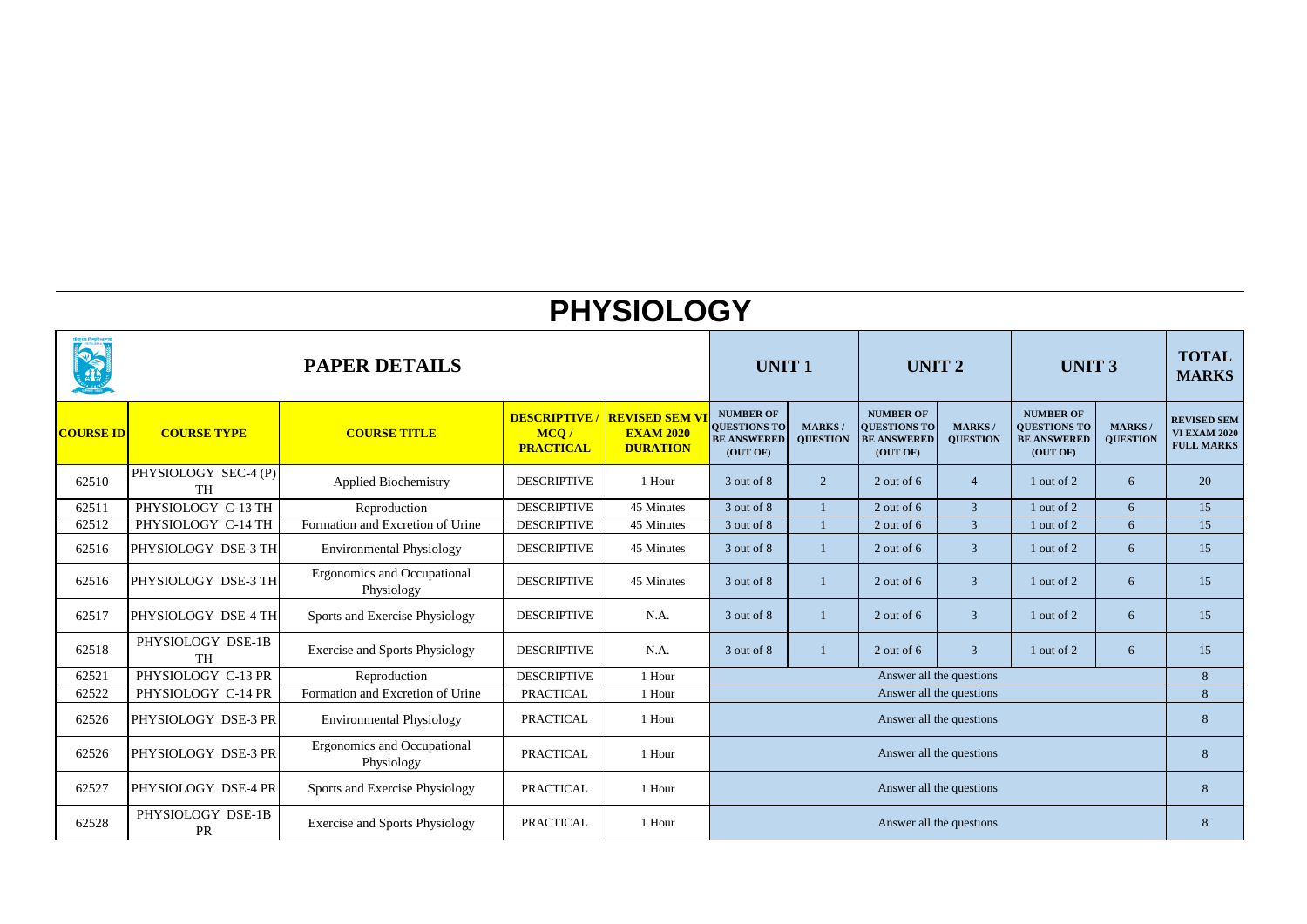# PHYSIOLOGY

| PAPER DETAILS | | | | | UNIT 1 | | UNIT 2 | | UNIT 3 | | TOTAL MARKS |
|---|---|---|---|---|---|---|---|---|---|---|---|
| **COURSE ID** | **COURSE TYPE** | **COURSE TITLE** | **DESCRIPTIVE / MCQ / PRACTICAL** | **REVISED SEM VI EXAM 2020 DURATION** | **NUMBER OF QUESTIONS TO BE ANSWERED (OUT OF)** | **MARKS / QUESTION** | **NUMBER OF QUESTIONS TO BE ANSWERED (OUT OF)** | **MARKS / QUESTION** | **NUMBER OF QUESTIONS TO BE ANSWERED (OUT OF)** | **MARKS / QUESTION** | **REVISED SEM VI EXAM 2020 FULL MARKS** |
| 62510 | PHYSIOLOGY SEC-4 (P) TH | Applied Biochemistry | DESCRIPTIVE | 1 Hour | 3 out of 8 | 2 | 2 out of 6 | 4 | 1 out of 2 | 6 | 20 |
| 62511 | PHYSIOLOGY C-13 TH | Reproduction | DESCRIPTIVE | 45 Minutes | 3 out of 8 | 1 | 2 out of 6 | 3 | 1 out of 2 | 6 | 15 |
| 62512 | PHYSIOLOGY C-14 TH | Formation and Excretion of Urine | DESCRIPTIVE | 45 Minutes | 3 out of 8 | 1 | 2 out of 6 | 3 | 1 out of 2 | 6 | 15 |
| 62516 | PHYSIOLOGY DSE-3 TH | Environmental Physiology | DESCRIPTIVE | 45 Minutes | 3 out of 8 | 1 | 2 out of 6 | 3 | 1 out of 2 | 6 | 15 |
| 62516 | PHYSIOLOGY DSE-3 TH | Ergonomics and Occupational Physiology | DESCRIPTIVE | 45 Minutes | 3 out of 8 | 1 | 2 out of 6 | 3 | 1 out of 2 | 6 | 15 |
| 62517 | PHYSIOLOGY DSE-4 TH | Sports and Exercise Physiology | DESCRIPTIVE | N.A. | 3 out of 8 | 1 | 2 out of 6 | 3 | 1 out of 2 | 6 | 15 |
| 62518 | PHYSIOLOGY DSE-1B TH | Exercise and Sports Physiology | DESCRIPTIVE | N.A. | 3 out of 8 | 1 | 2 out of 6 | 3 | 1 out of 2 | 6 | 15 |
| 62521 | PHYSIOLOGY C-13 PR | Reproduction | DESCRIPTIVE | 1 Hour | Answer all the questions | | | | | | 8 |
| 62522 | PHYSIOLOGY C-14 PR | Formation and Excretion of Urine | PRACTICAL | 1 Hour | Answer all the questions | | | | | | 8 |
| 62526 | PHYSIOLOGY DSE-3 PR | Environmental Physiology | PRACTICAL | 1 Hour | Answer all the questions | | | | | | 8 |
| 62526 | PHYSIOLOGY DSE-3 PR | Ergonomics and Occupational Physiology | PRACTICAL | 1 Hour | Answer all the questions | | | | | | 8 |
| 62527 | PHYSIOLOGY DSE-4 PR | Sports and Exercise Physiology | PRACTICAL | 1 Hour | Answer all the questions | | | | | | 8 |
| 62528 | PHYSIOLOGY DSE-1B PR | Exercise and Sports Physiology | PRACTICAL | 1 Hour | Answer all the questions | | | | | | 8 |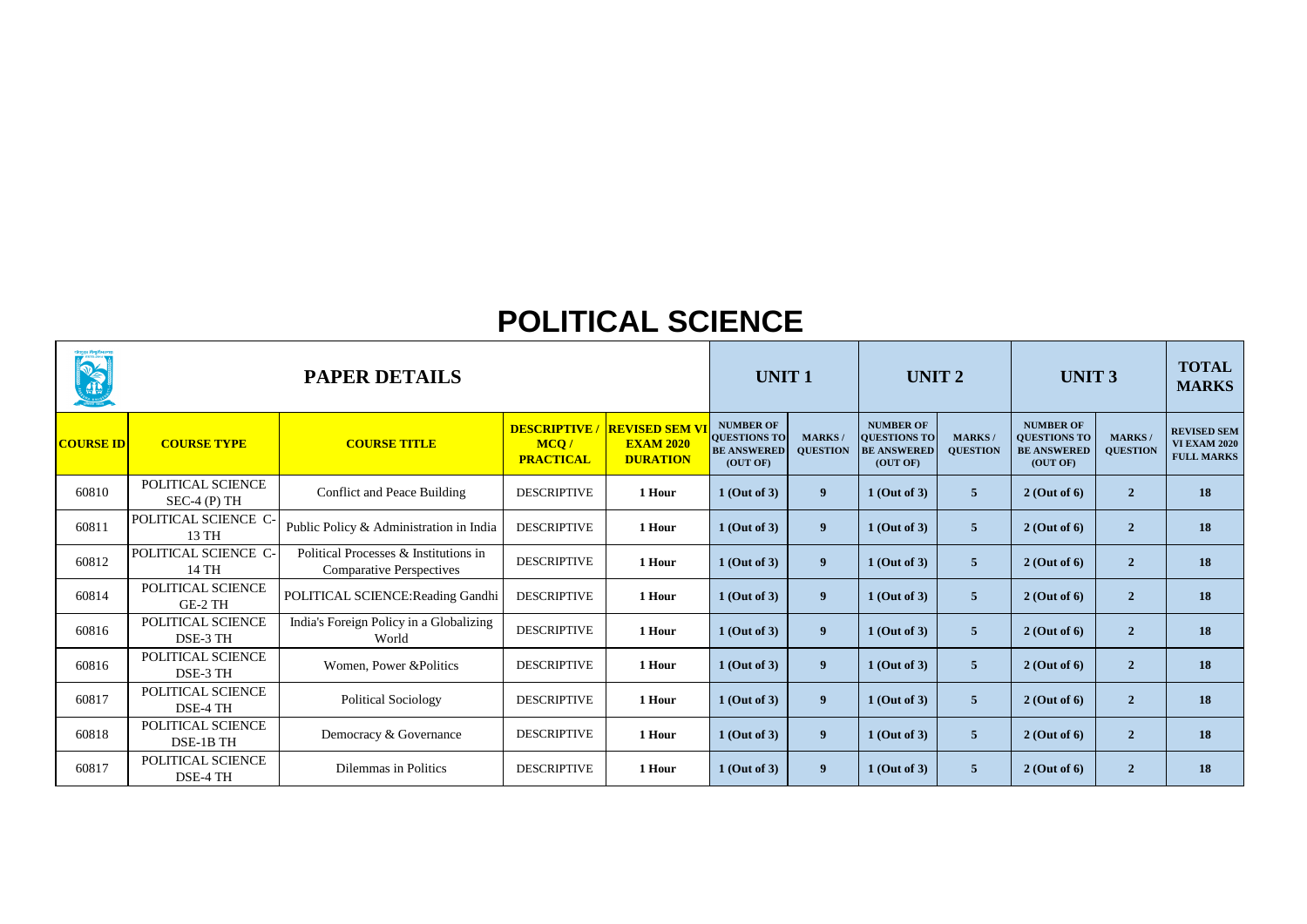# POLITICAL SCIENCE

| PAPER DETAILS | | | | | UNIT 1 | | UNIT 2 | | UNIT 3 | | TOTAL MARKS |
|---|---|---|---|---|---|---|---|---|---|---|---|
| **COURSE ID** | **COURSE TYPE** | **COURSE TITLE** | **DESCRIPTIVE / MCQ / PRACTICAL** | **REVISED SEM VI EXAM 2020 DURATION** | **NUMBER OF QUESTIONS TO BE ANSWERED (OUT OF)** | **MARKS / QUESTION** | **NUMBER OF QUESTIONS TO BE ANSWERED (OUT OF)** | **MARKS / QUESTION** | **NUMBER OF QUESTIONS TO BE ANSWERED (OUT OF)** | **MARKS / QUESTION** | **REVISED SEM VI EXAM 2020 FULL MARKS** |
| 60810 | POLITICAL SCIENCE SEC-4 (P) TH | Conflict and Peace Building | DESCRIPTIVE | 1 Hour | 1 (Out of 3) | 9 | 1 (Out of 3) | 5 | 2 (Out of 6) | 2 | 18 |
| 60811 | POLITICAL SCIENCE C-13 TH | Public Policy & Administration in India | DESCRIPTIVE | 1 Hour | 1 (Out of 3) | 9 | 1 (Out of 3) | 5 | 2 (Out of 6) | 2 | 18 |
| 60812 | POLITICAL SCIENCE C-14 TH | Political Processes & Institutions in Comparative Perspectives | DESCRIPTIVE | 1 Hour | 1 (Out of 3) | 9 | 1 (Out of 3) | 5 | 2 (Out of 6) | 2 | 18 |
| 60814 | POLITICAL SCIENCE GE-2 TH | POLITICAL SCIENCE:Reading Gandhi | DESCRIPTIVE | 1 Hour | 1 (Out of 3) | 9 | 1 (Out of 3) | 5 | 2 (Out of 6) | 2 | 18 |
| 60816 | POLITICAL SCIENCE DSE-3 TH | India's Foreign Policy in a Globalizing World | DESCRIPTIVE | 1 Hour | 1 (Out of 3) | 9 | 1 (Out of 3) | 5 | 2 (Out of 6) | 2 | 18 |
| 60816 | POLITICAL SCIENCE DSE-3 TH | Women, Power &Politics | DESCRIPTIVE | 1 Hour | 1 (Out of 3) | 9 | 1 (Out of 3) | 5 | 2 (Out of 6) | 2 | 18 |
| 60817 | POLITICAL SCIENCE DSE-4 TH | Political Sociology | DESCRIPTIVE | 1 Hour | 1 (Out of 3) | 9 | 1 (Out of 3) | 5 | 2 (Out of 6) | 2 | 18 |
| 60818 | POLITICAL SCIENCE DSE-1B TH | Democracy & Governance | DESCRIPTIVE | 1 Hour | 1 (Out of 3) | 9 | 1 (Out of 3) | 5 | 2 (Out of 6) | 2 | 18 |
| 60817 | POLITICAL SCIENCE DSE-4 TH | Dilemmas in Politics | DESCRIPTIVE | 1 Hour | 1 (Out of 3) | 9 | 1 (Out of 3) | 5 | 2 (Out of 6) | 2 | 18 |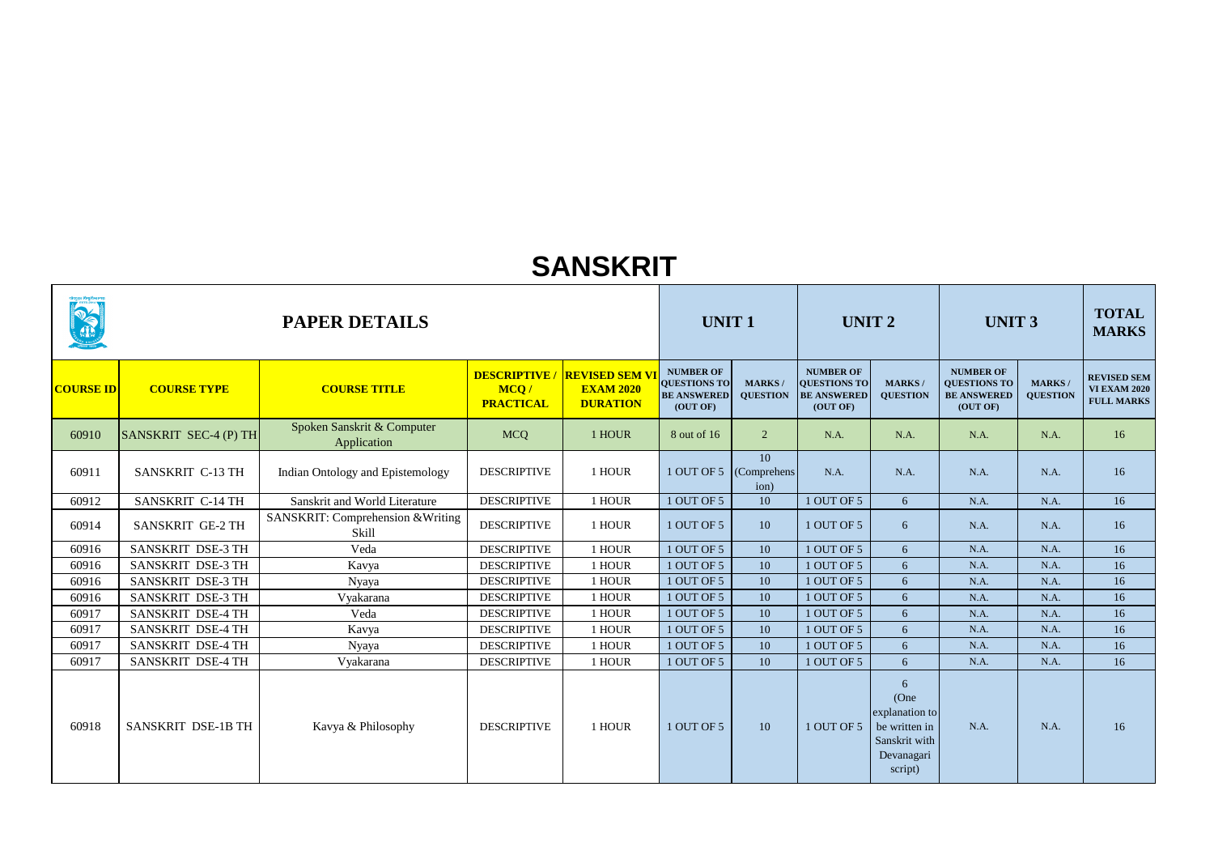# SANSKRIT

| PAPER DETAILS | | | | | UNIT 1 | | UNIT 2 | | UNIT 3 | | TOTAL MARKS |
|---|---|---|---|---|---|---|---|---|---|---|---|
| **COURSE ID** | **COURSE TYPE** | **COURSE TITLE** | **DESCRIPTIVE / MCQ / PRACTICAL** | **REVISED SEM VI EXAM 2020 DURATION** | **NUMBER OF QUESTIONS TO BE ANSWERED (OUT OF)** | **MARKS / QUESTION** | **NUMBER OF QUESTIONS TO BE ANSWERED (OUT OF)** | **MARKS / QUESTION** | **NUMBER OF QUESTIONS TO BE ANSWERED (OUT OF)** | **MARKS / QUESTION** | **REVISED SEM VI EXAM 2020 FULL MARKS** |
| 60910 | SANSKRIT SEC-4 (P) TH | Spoken Sanskrit & Computer Application | MCQ | 1 HOUR | 8 out of 16 | 2 | N.A. | N.A. | N.A. | N.A. | 16 |
| 60911 | SANSKRIT C-13 TH | Indian Ontology and Epistemology | DESCRIPTIVE | 1 HOUR | 1 OUT OF 5 | 10 (Comprehension) | N.A. | N.A. | N.A. | N.A. | 16 |
| 60912 | SANSKRIT C-14 TH | Sanskrit and World Literature | DESCRIPTIVE | 1 HOUR | 1 OUT OF 5 | 10 | 1 OUT OF 5 | 6 | N.A. | N.A. | 16 |
| 60914 | SANSKRIT GE-2 TH | SANSKRIT: Comprehension &Writing Skill | DESCRIPTIVE | 1 HOUR | 1 OUT OF 5 | 10 | 1 OUT OF 5 | 6 | N.A. | N.A. | 16 |
| 60916 | SANSKRIT DSE-3 TH | Veda | DESCRIPTIVE | 1 HOUR | 1 OUT OF 5 | 10 | 1 OUT OF 5 | 6 | N.A. | N.A. | 16 |
| 60916 | SANSKRIT DSE-3 TH | Kavya | DESCRIPTIVE | 1 HOUR | 1 OUT OF 5 | 10 | 1 OUT OF 5 | 6 | N.A. | N.A. | 16 |
| 60916 | SANSKRIT DSE-3 TH | Nyaya | DESCRIPTIVE | 1 HOUR | 1 OUT OF 5 | 10 | 1 OUT OF 5 | 6 | N.A. | N.A. | 16 |
| 60916 | SANSKRIT DSE-3 TH | Vyakarana | DESCRIPTIVE | 1 HOUR | 1 OUT OF 5 | 10 | 1 OUT OF 5 | 6 | N.A. | N.A. | 16 |
| 60917 | SANSKRIT DSE-4 TH | Veda | DESCRIPTIVE | 1 HOUR | 1 OUT OF 5 | 10 | 1 OUT OF 5 | 6 | N.A. | N.A. | 16 |
| 60917 | SANSKRIT DSE-4 TH | Kavya | DESCRIPTIVE | 1 HOUR | 1 OUT OF 5 | 10 | 1 OUT OF 5 | 6 | N.A. | N.A. | 16 |
| 60917 | SANSKRIT DSE-4 TH | Nyaya | DESCRIPTIVE | 1 HOUR | 1 OUT OF 5 | 10 | 1 OUT OF 5 | 6 | N.A. | N.A. | 16 |
| 60917 | SANSKRIT DSE-4 TH | Vyakarana | DESCRIPTIVE | 1 HOUR | 1 OUT OF 5 | 10 | 1 OUT OF 5 | 6 | N.A. | N.A. | 16 |
| 60918 | SANSKRIT DSE-1B TH | Kavya & Philosophy | DESCRIPTIVE | 1 HOUR | 1 OUT OF 5 | 10 | 1 OUT OF 5 | 6 (One explanation to be written in Sanskrit with Devanagari script) | N.A. | N.A. | 16 |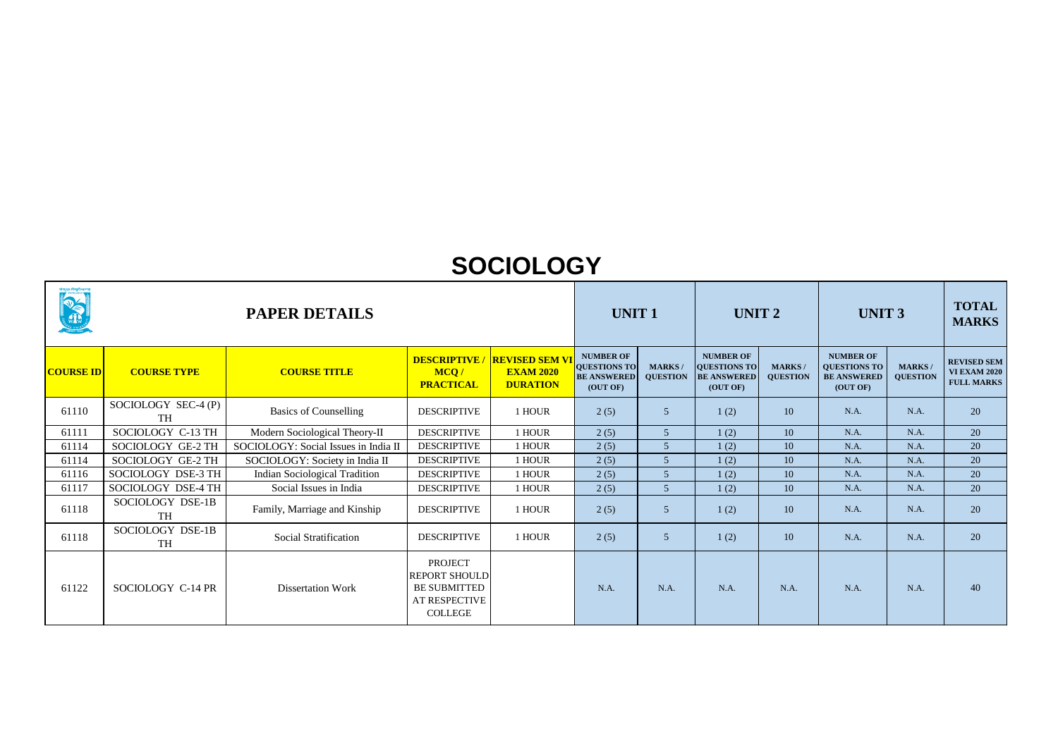# SOCIOLOGY

| PAPER DETAILS | | | | | UNIT 1 | | UNIT 2 | | UNIT 3 | | TOTAL MARKS |
|---|---|---|---|---|---|---|---|---|---|---|---|
| **COURSE ID** | **COURSE TYPE** | **COURSE TITLE** | **DESCRIPTIVE / MCQ / PRACTICAL** | **REVISED SEM VI EXAM 2020 DURATION** | **NUMBER OF QUESTIONS TO BE ANSWERED (OUT OF)** | **MARKS / QUESTION** | **NUMBER OF QUESTIONS TO BE ANSWERED (OUT OF)** | **MARKS / QUESTION** | **NUMBER OF QUESTIONS TO BE ANSWERED (OUT OF)** | **MARKS / QUESTION** | **REVISED SEM VI EXAM 2020 FULL MARKS** |
| 61110 | SOCIOLOGY SEC-4 (P) TH | Basics of Counselling | DESCRIPTIVE | 1 HOUR | 2 (5) | 5 | 1 (2) | 10 | N.A. | N.A. | 20 |
| 61111 | SOCIOLOGY C-13 TH | Modern Sociological Theory-II | DESCRIPTIVE | 1 HOUR | 2 (5) | 5 | 1 (2) | 10 | N.A. | N.A. | 20 |
| 61114 | SOCIOLOGY GE-2 TH | SOCIOLOGY: Social Issues in India II | DESCRIPTIVE | 1 HOUR | 2 (5) | 5 | 1 (2) | 10 | N.A. | N.A. | 20 |
| 61114 | SOCIOLOGY GE-2 TH | SOCIOLOGY: Society in India II | DESCRIPTIVE | 1 HOUR | 2 (5) | 5 | 1 (2) | 10 | N.A. | N.A. | 20 |
| 61116 | SOCIOLOGY DSE-3 TH | Indian Sociological Tradition | DESCRIPTIVE | 1 HOUR | 2 (5) | 5 | 1 (2) | 10 | N.A. | N.A. | 20 |
| 61117 | SOCIOLOGY DSE-4 TH | Social Issues in India | DESCRIPTIVE | 1 HOUR | 2 (5) | 5 | 1 (2) | 10 | N.A. | N.A. | 20 |
| 61118 | SOCIOLOGY DSE-1B TH | Family, Marriage and Kinship | DESCRIPTIVE | 1 HOUR | 2 (5) | 5 | 1 (2) | 10 | N.A. | N.A. | 20 |
| 61118 | SOCIOLOGY DSE-1B TH | Social Stratification | DESCRIPTIVE | 1 HOUR | 2 (5) | 5 | 1 (2) | 10 | N.A. | N.A. | 20 |
| 61122 | SOCIOLOGY C-14 PR | Dissertation Work | PROJECT REPORT SHOULD BE SUBMITTED AT RESPECTIVE COLLEGE | | N.A. | N.A. | N.A. | N.A. | N.A. | N.A. | 40 |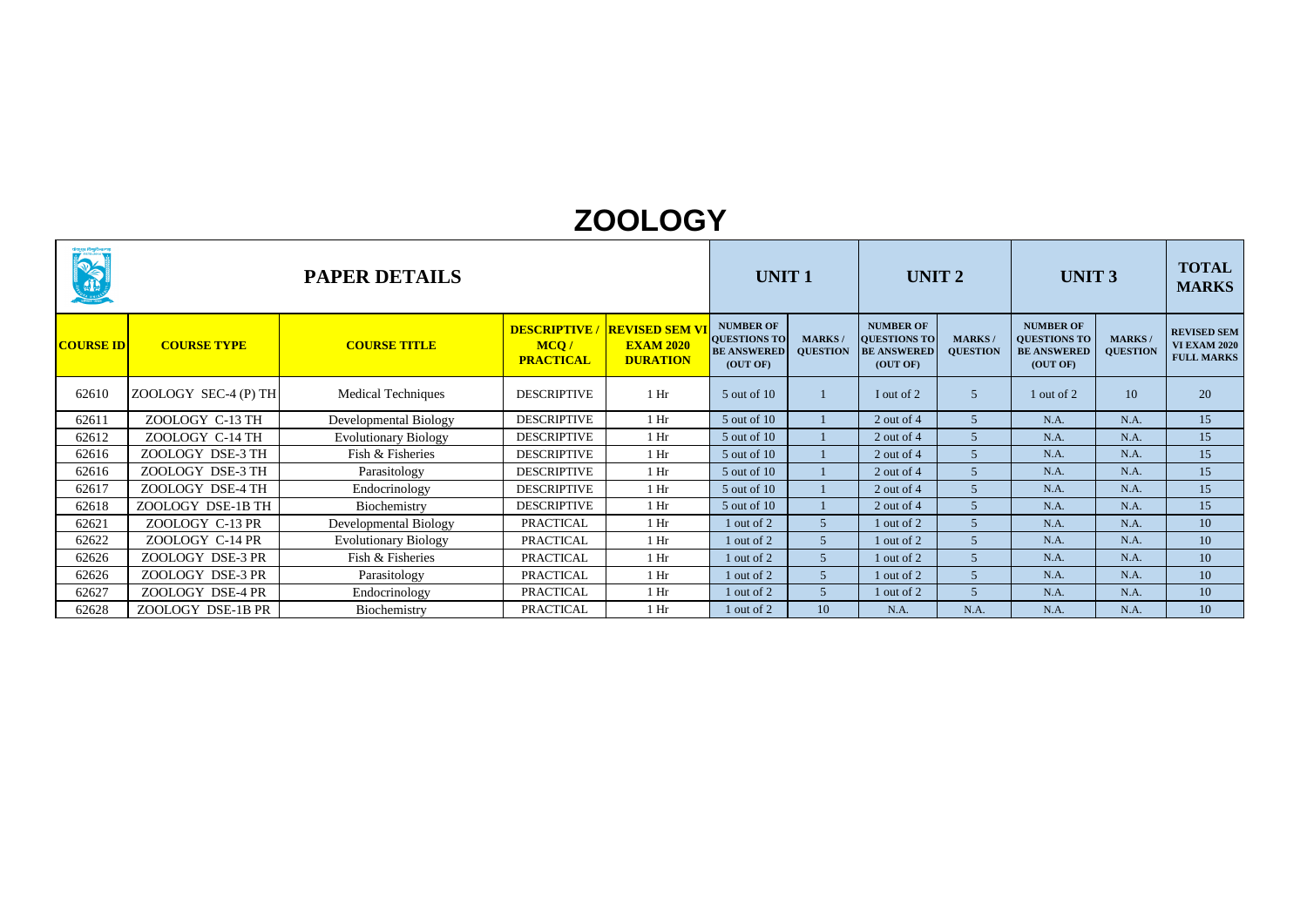# ZOOLOGY

| PAPER DETAILS | | | | | UNIT 1 | | UNIT 2 | | UNIT 3 | | TOTAL MARKS |
|---|---|---|---|---|---|---|---|---|---|---|---|
| **COURSE ID** | **COURSE TYPE** | **COURSE TITLE** | **DESCRIPTIVE / MCQ / PRACTICAL** | **REVISED SEM VI EXAM 2020 DURATION** | **NUMBER OF QUESTIONS TO BE ANSWERED (OUT OF)** | **MARKS / QUESTION** | **NUMBER OF QUESTIONS TO BE ANSWERED (OUT OF)** | **MARKS / QUESTION** | **NUMBER OF QUESTIONS TO BE ANSWERED (OUT OF)** | **MARKS / QUESTION** | **REVISED SEM VI EXAM 2020 FULL MARKS** |
| 62610 | ZOOLOGY SEC-4 (P) TH | Medical Techniques | DESCRIPTIVE | 1 Hr | 5 out of 10 | 1 | I out of 2 | 5 | 1 out of 2 | 10 | 20 |
| 62611 | ZOOLOGY C-13 TH | Developmental Biology | DESCRIPTIVE | 1 Hr | 5 out of 10 | 1 | 2 out of 4 | 5 | N.A. | N.A. | 15 |
| 62612 | ZOOLOGY C-14 TH | Evolutionary Biology | DESCRIPTIVE | 1 Hr | 5 out of 10 | 1 | 2 out of 4 | 5 | N.A. | N.A. | 15 |
| 62616 | ZOOLOGY DSE-3 TH | Fish & Fisheries | DESCRIPTIVE | 1 Hr | 5 out of 10 | 1 | 2 out of 4 | 5 | N.A. | N.A. | 15 |
| 62616 | ZOOLOGY DSE-3 TH | Parasitology | DESCRIPTIVE | 1 Hr | 5 out of 10 | 1 | 2 out of 4 | 5 | N.A. | N.A. | 15 |
| 62617 | ZOOLOGY DSE-4 TH | Endocrinology | DESCRIPTIVE | 1 Hr | 5 out of 10 | 1 | 2 out of 4 | 5 | N.A. | N.A. | 15 |
| 62618 | ZOOLOGY DSE-1B TH | Biochemistry | DESCRIPTIVE | 1 Hr | 5 out of 10 | 1 | 2 out of 4 | 5 | N.A. | N.A. | 15 |
| 62621 | ZOOLOGY C-13 PR | Developmental Biology | PRACTICAL | 1 Hr | 1 out of 2 | 5 | 1 out of 2 | 5 | N.A. | N.A. | 10 |
| 62622 | ZOOLOGY C-14 PR | Evolutionary Biology | PRACTICAL | 1 Hr | 1 out of 2 | 5 | 1 out of 2 | 5 | N.A. | N.A. | 10 |
| 62626 | ZOOLOGY DSE-3 PR | Fish & Fisheries | PRACTICAL | 1 Hr | 1 out of 2 | 5 | 1 out of 2 | 5 | N.A. | N.A. | 10 |
| 62626 | ZOOLOGY DSE-3 PR | Parasitology | PRACTICAL | 1 Hr | 1 out of 2 | 5 | 1 out of 2 | 5 | N.A. | N.A. | 10 |
| 62627 | ZOOLOGY DSE-4 PR | Endocrinology | PRACTICAL | 1 Hr | 1 out of 2 | 5 | 1 out of 2 | 5 | N.A. | N.A. | 10 |
| 62628 | ZOOLOGY DSE-1B PR | Biochemistry | PRACTICAL | 1 Hr | 1 out of 2 | 10 | N.A. | N.A. | N.A. | N.A. | 10 |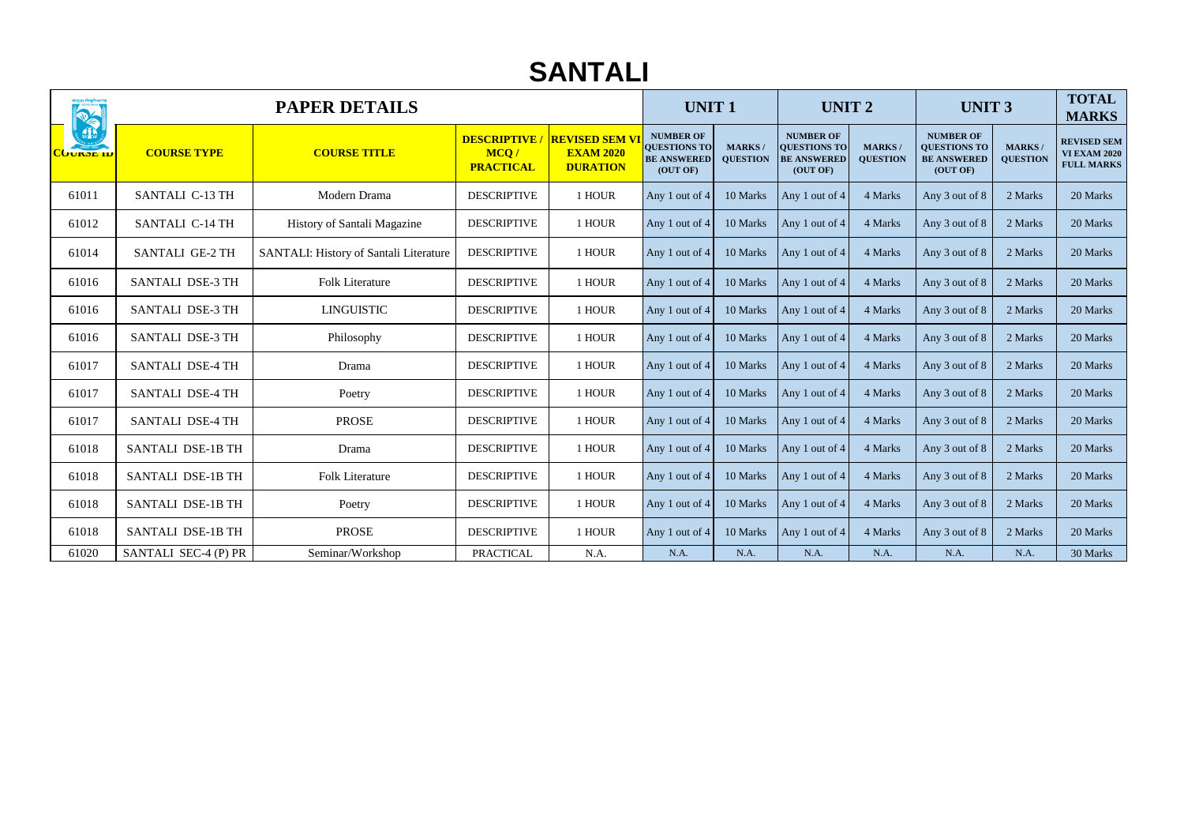# SANTALI

| | PAPER DETAILS | | | | UNIT 1 | | UNIT 2 | | UNIT 3 | | TOTAL MARKS |
|---|---|---|---|---|---|---|---|---|---|---|---|
| COURSE ID | COURSE TYPE | COURSE TITLE | DESCRIPTIVE / MCQ / PRACTICAL | REVISED SEM VI EXAM 2020 DURATION | NUMBER OF QUESTIONS TO BE ANSWERED (OUT OF) | MARKS / QUESTION | NUMBER OF QUESTIONS TO BE ANSWERED (OUT OF) | MARKS / QUESTION | NUMBER OF QUESTIONS TO BE ANSWERED (OUT OF) | MARKS / QUESTION | REVISED SEM VI EXAM 2020 FULL MARKS |
| 61011 | SANTALI C-13 TH | Modern Drama | DESCRIPTIVE | 1 HOUR | Any 1 out of 4 | 10 Marks | Any 1 out of 4 | 4 Marks | Any 3 out of 8 | 2 Marks | 20 Marks |
| 61012 | SANTALI C-14 TH | History of Santali Magazine | DESCRIPTIVE | 1 HOUR | Any 1 out of 4 | 10 Marks | Any 1 out of 4 | 4 Marks | Any 3 out of 8 | 2 Marks | 20 Marks |
| 61014 | SANTALI GE-2 TH | SANTALI: History of Santali Literature | DESCRIPTIVE | 1 HOUR | Any 1 out of 4 | 10 Marks | Any 1 out of 4 | 4 Marks | Any 3 out of 8 | 2 Marks | 20 Marks |
| 61016 | SANTALI DSE-3 TH | Folk Literature | DESCRIPTIVE | 1 HOUR | Any 1 out of 4 | 10 Marks | Any 1 out of 4 | 4 Marks | Any 3 out of 8 | 2 Marks | 20 Marks |
| 61016 | SANTALI DSE-3 TH | LINGUISTIC | DESCRIPTIVE | 1 HOUR | Any 1 out of 4 | 10 Marks | Any 1 out of 4 | 4 Marks | Any 3 out of 8 | 2 Marks | 20 Marks |
| 61016 | SANTALI DSE-3 TH | Philosophy | DESCRIPTIVE | 1 HOUR | Any 1 out of 4 | 10 Marks | Any 1 out of 4 | 4 Marks | Any 3 out of 8 | 2 Marks | 20 Marks |
| 61017 | SANTALI DSE-4 TH | Drama | DESCRIPTIVE | 1 HOUR | Any 1 out of 4 | 10 Marks | Any 1 out of 4 | 4 Marks | Any 3 out of 8 | 2 Marks | 20 Marks |
| 61017 | SANTALI DSE-4 TH | Poetry | DESCRIPTIVE | 1 HOUR | Any 1 out of 4 | 10 Marks | Any 1 out of 4 | 4 Marks | Any 3 out of 8 | 2 Marks | 20 Marks |
| 61017 | SANTALI DSE-4 TH | PROSE | DESCRIPTIVE | 1 HOUR | Any 1 out of 4 | 10 Marks | Any 1 out of 4 | 4 Marks | Any 3 out of 8 | 2 Marks | 20 Marks |
| 61018 | SANTALI DSE-1B TH | Drama | DESCRIPTIVE | 1 HOUR | Any 1 out of 4 | 10 Marks | Any 1 out of 4 | 4 Marks | Any 3 out of 8 | 2 Marks | 20 Marks |
| 61018 | SANTALI DSE-1B TH | Folk Literature | DESCRIPTIVE | 1 HOUR | Any 1 out of 4 | 10 Marks | Any 1 out of 4 | 4 Marks | Any 3 out of 8 | 2 Marks | 20 Marks |
| 61018 | SANTALI DSE-1B TH | Poetry | DESCRIPTIVE | 1 HOUR | Any 1 out of 4 | 10 Marks | Any 1 out of 4 | 4 Marks | Any 3 out of 8 | 2 Marks | 20 Marks |
| 61018 | SANTALI DSE-1B TH | PROSE | DESCRIPTIVE | 1 HOUR | Any 1 out of 4 | 10 Marks | Any 1 out of 4 | 4 Marks | Any 3 out of 8 | 2 Marks | 20 Marks |
| 61020 | SANTALI SEC-4 (P) PR | Seminar/Workshop | PRACTICAL | N.A. | N.A. | N.A. | N.A. | N.A. | N.A. | N.A. | 30 Marks |